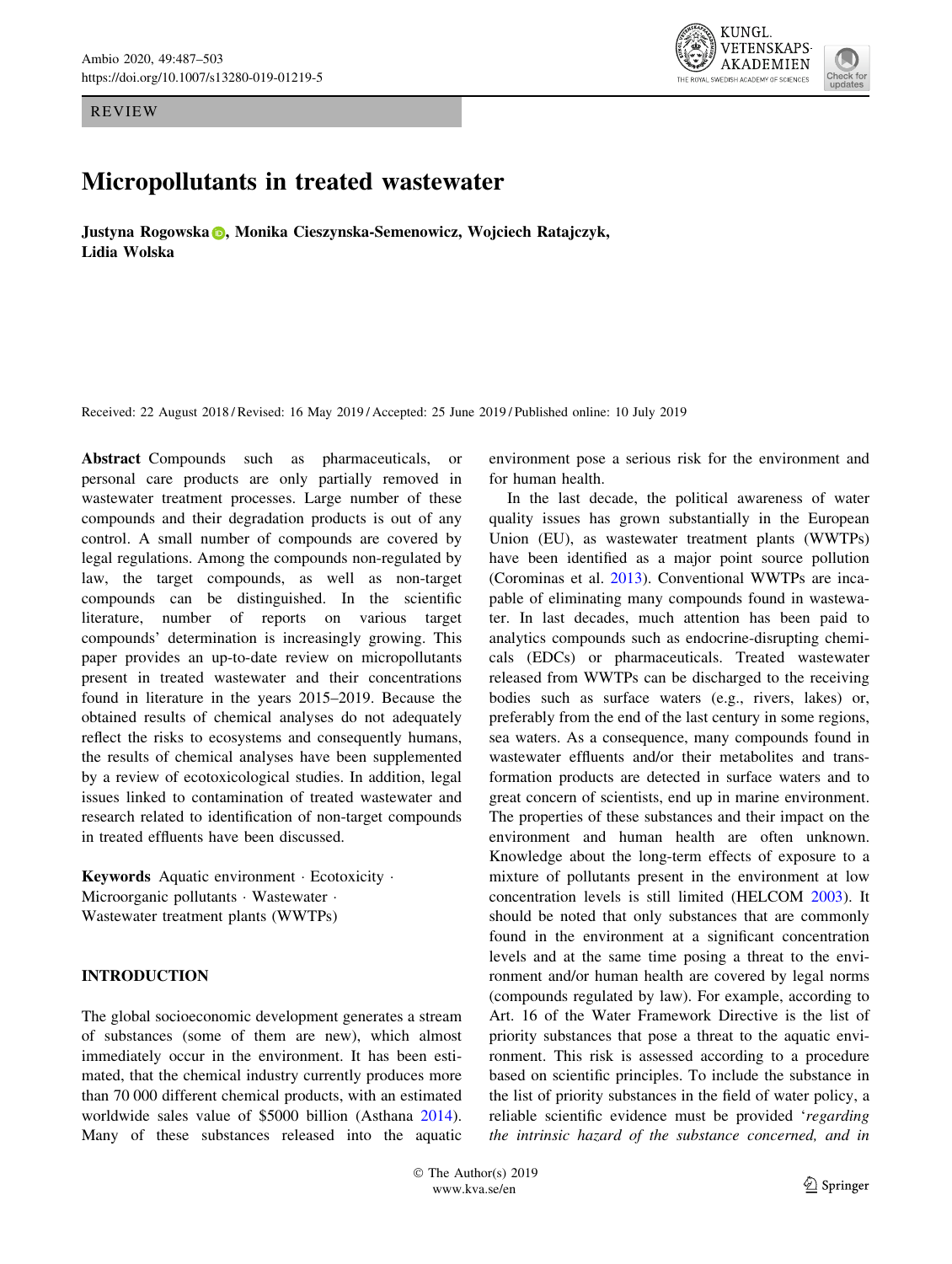REVIEW

# Micropollutants in treated wastewater

**Justyna Rogowska, Monika Cieszynska-Semenowicz, Wojciech Ratajczyk, Lidia Wolska**

Received: 22 August 2018 / Revised: 16 May 2019 / Accepted: 25 June 2019 / Published online: 10 July 2019

**Abstract** Compounds such as pharmaceuticals, or personal care products are only partially removed in wastewater treatment processes. Large number of these compounds and their degradation products is out of any control. A small number of compounds are covered by legal regulations. Among the compounds non-regulated by law, the target compounds, as well as non-target compounds can be distinguished. In the scientific literature, number of reports on various target compounds' determination is increasingly growing. This paper provides an up-to-date review on micropollutants present in treated wastewater and their concentrations found in literature in the years 2015–2019. Because the obtained results of chemical analyses do not adequately reflect the risks to ecosystems and consequently humans, the results of chemical analyses have been supplemented by a review of ecotoxicological studies. In addition, legal issues linked to contamination of treated wastewater and research related to identification of non-target compounds in treated effluents have been discussed.

**Keywords** Aquatic environment · Ecotoxicity · Microorganic pollutants · Wastewater · Wastewater treatment plants (WWTPs)

## INTRODUCTION

The global socioeconomic development generates a stream of substances (some of them are new), which almost immediately occur in the environment. It has been estimated, that the chemical industry currently produces more than 70 000 different chemical products, with an estimated worldwide sales value of $5000 billion (Asthana 2014). Many of these substances released into the aquatic environment pose a serious risk for the environment and for human health.

In the last decade, the political awareness of water quality issues has grown substantially in the European Union (EU), as wastewater treatment plants (WWTPs) have been identified as a major point source pollution (Corominas et al. 2013). Conventional WWTPs are incapable of eliminating many compounds found in wastewater. In last decades, much attention has been paid to analytics compounds such as endocrine-disrupting chemicals (EDCs) or pharmaceuticals. Treated wastewater released from WWTPs can be discharged to the receiving bodies such as surface waters (e.g., rivers, lakes) or, preferably from the end of the last century in some regions, sea waters. As a consequence, many compounds found in wastewater effluents and/or their metabolites and transformation products are detected in surface waters and to great concern of scientists, end up in marine environment. The properties of these substances and their impact on the environment and human health are often unknown. Knowledge about the long-term effects of exposure to a mixture of pollutants present in the environment at low concentration levels is still limited (HELCOM 2003). It should be noted that only substances that are commonly found in the environment at a significant concentration levels and at the same time posing a threat to the environment and/or human health are covered by legal norms (compounds regulated by law). For example, according to Art. 16 of the Water Framework Directive is the list of priority substances that pose a threat to the aquatic environment. This risk is assessed according to a procedure based on scientific principles. To include the substance in the list of priority substances in the field of water policy, a reliable scientific evidence must be provided '*regarding the intrinsic hazard of the substance concerned, and in*

© The Author(s) 2019
www.kva.se/en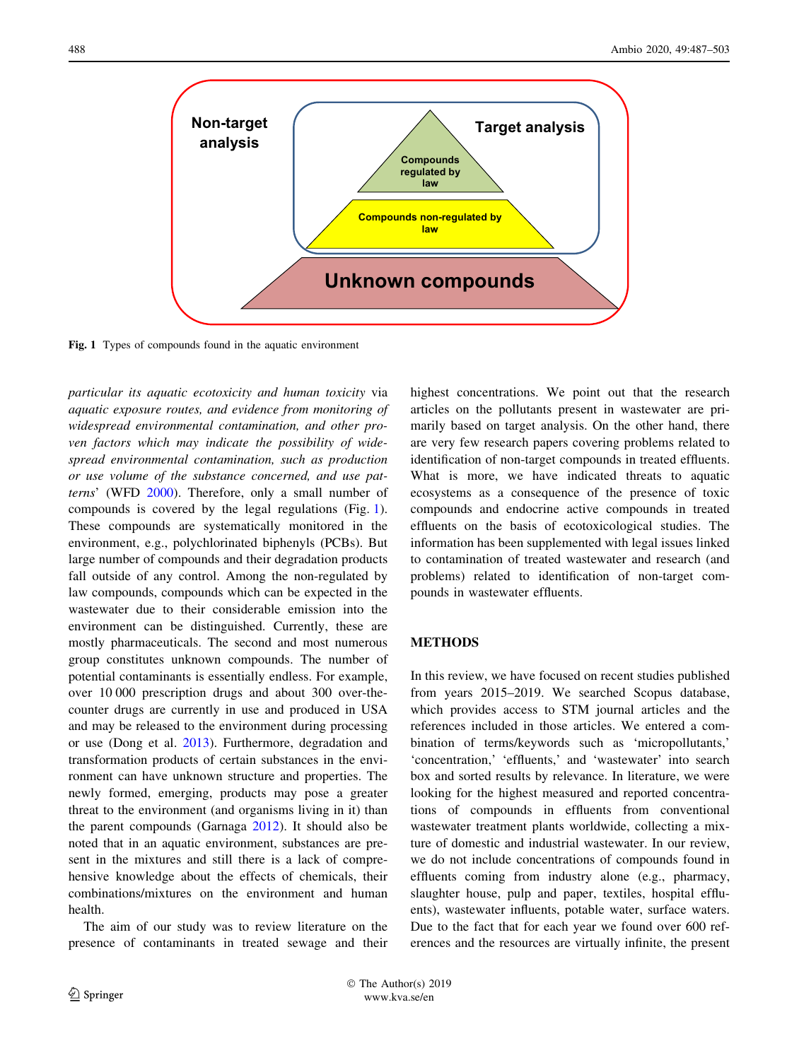Non-target analysis

Target analysis

Compounds regulated by law

Compounds non-regulated by law

Unknown compounds

**Fig. 1** Types of compounds found in the aquatic environment

*particular its aquatic ecotoxicity and human toxicity* via *aquatic exposure routes, and evidence from monitoring of widespread environmental contamination, and other proven factors which may indicate the possibility of widespread environmental contamination, such as production or use volume of the substance concerned, and use patterns*' (WFD 2000). Therefore, only a small number of compounds is covered by the legal regulations (Fig. 1). These compounds are systematically monitored in the environment, e.g., polychlorinated biphenyls (PCBs). But large number of compounds and their degradation products fall outside of any control. Among the non-regulated by law compounds, compounds which can be expected in the wastewater due to their considerable emission into the environment can be distinguished. Currently, these are mostly pharmaceuticals. The second and most numerous group constitutes unknown compounds. The number of potential contaminants is essentially endless. For example, over 10 000 prescription drugs and about 300 over-the-counter drugs are currently in use and produced in USA and may be released to the environment during processing or use (Dong et al. 2013). Furthermore, degradation and transformation products of certain substances in the environment can have unknown structure and properties. The newly formed, emerging, products may pose a greater threat to the environment (and organisms living in it) than the parent compounds (Garnaga 2012). It should also be noted that in an aquatic environment, substances are present in the mixtures and still there is a lack of comprehensive knowledge about the effects of chemicals, their combinations/mixtures on the environment and human health.

The aim of our study was to review literature on the presence of contaminants in treated sewage and their highest concentrations. We point out that the research articles on the pollutants present in wastewater are primarily based on target analysis. On the other hand, there are very few research papers covering problems related to identification of non-target compounds in treated effluents. What is more, we have indicated threats to aquatic ecosystems as a consequence of the presence of toxic compounds and endocrine active compounds in treated effluents on the basis of ecotoxicological studies. The information has been supplemented with legal issues linked to contamination of treated wastewater and research (and problems) related to identification of non-target compounds in wastewater effluents.

## METHODS

In this review, we have focused on recent studies published from years 2015–2019. We searched Scopus database, which provides access to STM journal articles and the references included in those articles. We entered a combination of terms/keywords such as 'micropollutants,' 'concentration,' 'effluents,' and 'wastewater' into search box and sorted results by relevance. In literature, we were looking for the highest measured and reported concentrations of compounds in effluents from conventional wastewater treatment plants worldwide, collecting a mixture of domestic and industrial wastewater. In our review, we do not include concentrations of compounds found in effluents coming from industry alone (e.g., pharmacy, slaughter house, pulp and paper, textiles, hospital effluents), wastewater influents, potable water, surface waters. Due to the fact that for each year we found over 600 references and the resources are virtually infinite, the present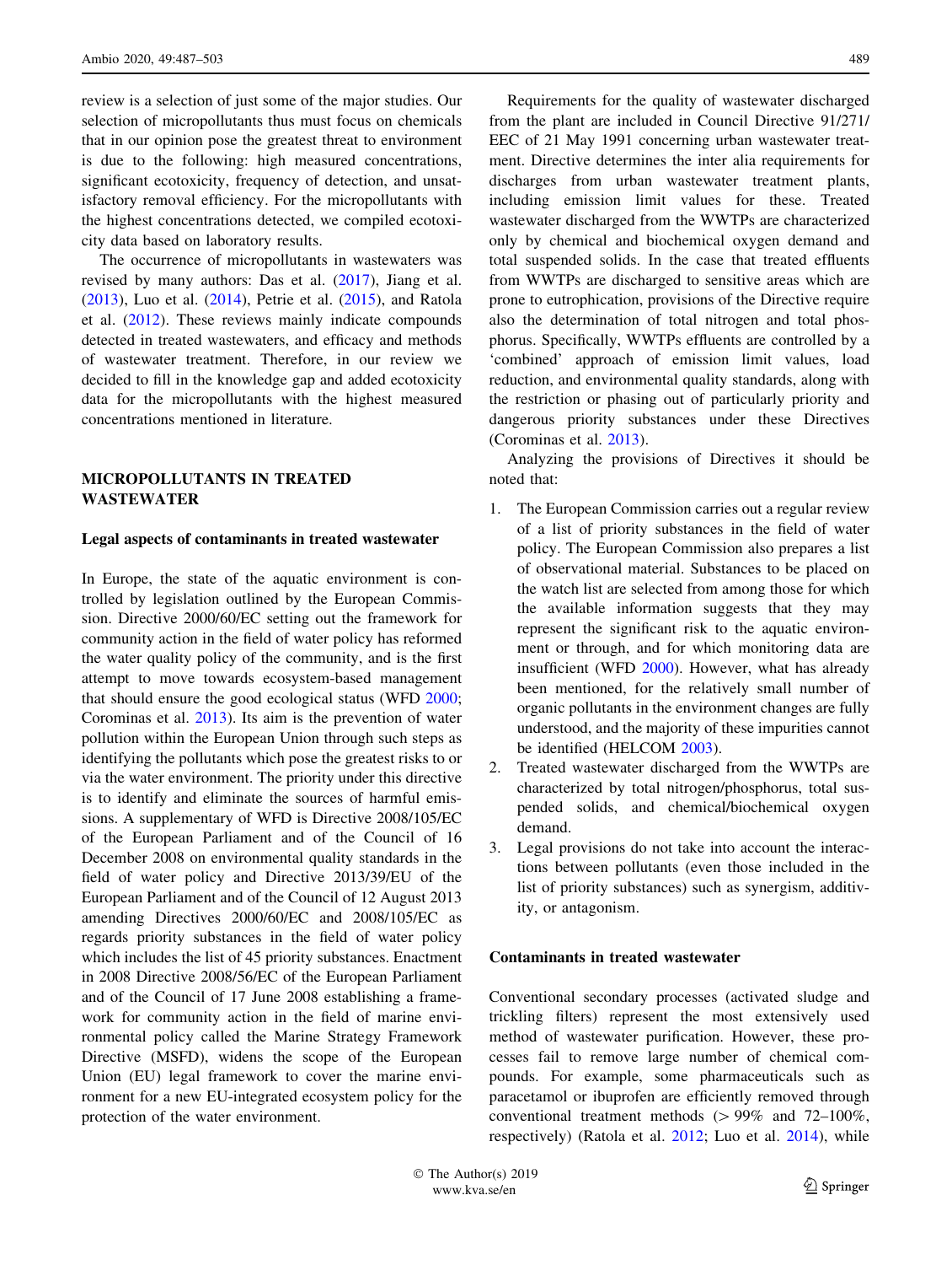review is a selection of just some of the major studies. Our selection of micropollutants thus must focus on chemicals that in our opinion pose the greatest threat to environment is due to the following: high measured concentrations, significant ecotoxicity, frequency of detection, and unsatisfactory removal efficiency. For the micropollutants with the highest concentrations detected, we compiled ecotoxicity data based on laboratory results.

The occurrence of micropollutants in wastewaters was revised by many authors: Das et al. (2017), Jiang et al. (2013), Luo et al. (2014), Petrie et al. (2015), and Ratola et al. (2012). These reviews mainly indicate compounds detected in treated wastewaters, and efficacy and methods of wastewater treatment. Therefore, in our review we decided to fill in the knowledge gap and added ecotoxicity data for the micropollutants with the highest measured concentrations mentioned in literature.

## MICROPOLLUTANTS IN TREATED WASTEWATER

### Legal aspects of contaminants in treated wastewater

In Europe, the state of the aquatic environment is controlled by legislation outlined by the European Commission. Directive 2000/60/EC setting out the framework for community action in the field of water policy has reformed the water quality policy of the community, and is the first attempt to move towards ecosystem-based management that should ensure the good ecological status (WFD 2000; Corominas et al. 2013). Its aim is the prevention of water pollution within the European Union through such steps as identifying the pollutants which pose the greatest risks to or via the water environment. The priority under this directive is to identify and eliminate the sources of harmful emissions. A supplementary of WFD is Directive 2008/105/EC of the European Parliament and of the Council of 16 December 2008 on environmental quality standards in the field of water policy and Directive 2013/39/EU of the European Parliament and of the Council of 12 August 2013 amending Directives 2000/60/EC and 2008/105/EC as regards priority substances in the field of water policy which includes the list of 45 priority substances. Enactment in 2008 Directive 2008/56/EC of the European Parliament and of the Council of 17 June 2008 establishing a framework for community action in the field of marine environmental policy called the Marine Strategy Framework Directive (MSFD), widens the scope of the European Union (EU) legal framework to cover the marine environment for a new EU-integrated ecosystem policy for the protection of the water environment.

Requirements for the quality of wastewater discharged from the plant are included in Council Directive 91/271/EEC of 21 May 1991 concerning urban wastewater treatment. Directive determines the inter alia requirements for discharges from urban wastewater treatment plants, including emission limit values for these. Treated wastewater discharged from the WWTPs are characterized only by chemical and biochemical oxygen demand and total suspended solids. In the case that treated effluents from WWTPs are discharged to sensitive areas which are prone to eutrophication, provisions of the Directive require also the determination of total nitrogen and total phosphorus. Specifically, WWTPs effluents are controlled by a 'combined' approach of emission limit values, load reduction, and environmental quality standards, along with the restriction or phasing out of particularly priority and dangerous priority substances under these Directives (Corominas et al. 2013).

Analyzing the provisions of Directives it should be noted that:

1. The European Commission carries out a regular review of a list of priority substances in the field of water policy. The European Commission also prepares a list of observational material. Substances to be placed on the watch list are selected from among those for which the available information suggests that they may represent the significant risk to the aquatic environment or through, and for which monitoring data are insufficient (WFD 2000). However, what has already been mentioned, for the relatively small number of organic pollutants in the environment changes are fully understood, and the majority of these impurities cannot be identified (HELCOM 2003).
2. Treated wastewater discharged from the WWTPs are characterized by total nitrogen/phosphorus, total suspended solids, and chemical/biochemical oxygen demand.
3. Legal provisions do not take into account the interactions between pollutants (even those included in the list of priority substances) such as synergism, additivity, or antagonism.

### Contaminants in treated wastewater

Conventional secondary processes (activated sludge and trickling filters) represent the most extensively used method of wastewater purification. However, these processes fail to remove large number of chemical compounds. For example, some pharmaceuticals such as paracetamol or ibuprofen are efficiently removed through conventional treatment methods ($> 99\%$ and 72–100%, respectively) (Ratola et al. 2012; Luo et al. 2014), while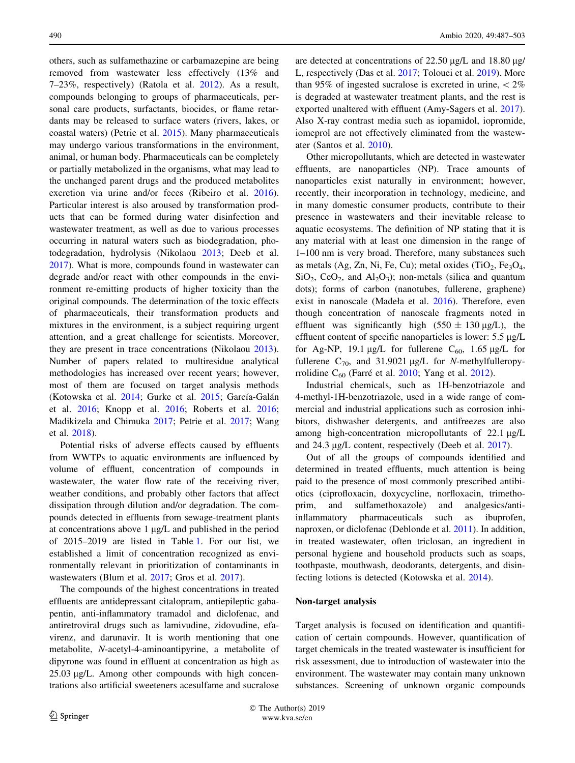others, such as sulfamethazine or carbamazepine are being removed from wastewater less effectively (13% and 7–23%, respectively) (Ratola et al. 2012). As a result, compounds belonging to groups of pharmaceuticals, personal care products, surfactants, biocides, or flame retardants may be released to surface waters (rivers, lakes, or coastal waters) (Petrie et al. 2015). Many pharmaceuticals may undergo various transformations in the environment, animal, or human body. Pharmaceuticals can be completely or partially metabolized in the organisms, what may lead to the unchanged parent drugs and the produced metabolites excretion via urine and/or feces (Ribeiro et al. 2016). Particular interest is also aroused by transformation products that can be formed during water disinfection and wastewater treatment, as well as due to various processes occurring in natural waters such as biodegradation, photodegradation, hydrolysis (Nikolaou 2013; Deeb et al. 2017). What is more, compounds found in wastewater can degrade and/or react with other compounds in the environment re-emitting products of higher toxicity than the original compounds. The determination of the toxic effects of pharmaceuticals, their transformation products and mixtures in the environment, is a subject requiring urgent attention, and a great challenge for scientists. Moreover, they are present in trace concentrations (Nikolaou 2013). Number of papers related to multiresidue analytical methodologies has increased over recent years; however, most of them are focused on target analysis methods (Kotowska et al. 2014; Gurke et al. 2015; García-Galán et al. 2016; Knopp et al. 2016; Roberts et al. 2016; Madikizela and Chimuka 2017; Petrie et al. 2017; Wang et al. 2018).

Potential risks of adverse effects caused by effluents from WWTPs to aquatic environments are influenced by volume of effluent, concentration of compounds in wastewater, the water flow rate of the receiving river, weather conditions, and probably other factors that affect dissipation through dilution and/or degradation. The compounds detected in effluents from sewage-treatment plants at concentrations above 1 μg/L and published in the period of 2015–2019 are listed in Table 1. For our list, we established a limit of concentration recognized as environmentally relevant in prioritization of contaminants in wastewaters (Blum et al. 2017; Gros et al. 2017).

The compounds of the highest concentrations in treated effluents are antidepressant citalopram, antiepileptic gabapentin, anti-inflammatory tramadol and diclofenac, and antiretroviral drugs such as lamivudine, zidovudine, efavirenz, and darunavir. It is worth mentioning that one metabolite, *N*-acetyl-4-aminoantipyrine, a metabolite of dipyrone was found in effluent at concentration as high as 25.03 μg/L. Among other compounds with high concentrations also artificial sweeteners acesulfame and sucralose are detected at concentrations of 22.50 μg/L and 18.80 μg/L, respectively (Das et al. 2017; Tolouei et al. 2019). More than 95% of ingested sucralose is excreted in urine, < 2% is degraded at wastewater treatment plants, and the rest is exported unaltered with effluent (Amy-Sagers et al. 2017). Also X-ray contrast media such as iopamidol, iopromide, iomeprol are not effectively eliminated from the wastewater (Santos et al. 2010).

Other micropollutants, which are detected in wastewater effluents, are nanoparticles (NP). Trace amounts of nanoparticles exist naturally in environment; however, recently, their incorporation in technology, medicine, and in many domestic consumer products, contribute to their presence in wastewaters and their inevitable release to aquatic ecosystems. The definition of NP stating that it is any material with at least one dimension in the range of 1–100 nm is very broad. Therefore, many substances such as metals (Ag, Zn, Ni, Fe, Cu); metal oxides ($TiO_2$, $Fe_3O_4$, $SiO_2$, $CeO_2$, and $Al_2O_3$); non-metals (silica and quantum dots); forms of carbon (nanotubes, fullerene, graphene) exist in nanoscale (Madeła et al. 2016). Therefore, even though concentration of nanoscale fragments noted in effluent was significantly high (550 ± 130 μg/L), the effluent content of specific nanoparticles is lower: 5.5 μg/L for Ag-NP, 19.1 μg/L for fullerene $C_{60}$, 1.65 μg/L for fullerene $C_{70}$, and 31.9021 μg/L for *N*-methylfulleropyrrolidine $C_{60}$ (Farré et al. 2010; Yang et al. 2012).

Industrial chemicals, such as 1H-benzotriazole and 4-methyl-1H-benzotriazole, used in a wide range of commercial and industrial applications such as corrosion inhibitors, dishwasher detergents, and antifreezes are also among high-concentration micropollutants of 22.1 μg/L and 24.3 μg/L content, respectively (Deeb et al. 2017).

Out of all the groups of compounds identified and determined in treated effluents, much attention is being paid to the presence of most commonly prescribed antibiotics (ciprofloxacin, doxycycline, norfloxacin, trimethoprim, and sulfamethoxazole) and analgesics/anti-inflammatory pharmaceuticals such as ibuprofen, naproxen, or diclofenac (Deblonde et al. 2011). In addition, in treated wastewater, often triclosan, an ingredient in personal hygiene and household products such as soaps, toothpaste, mouthwash, deodorants, detergents, and disinfecting lotions is detected (Kotowska et al. 2014).

## Non-target analysis

Target analysis is focused on identification and quantification of certain compounds. However, quantification of target chemicals in the treated wastewater is insufficient for risk assessment, due to introduction of wastewater into the environment. The wastewater may contain many unknown substances. Screening of unknown organic compounds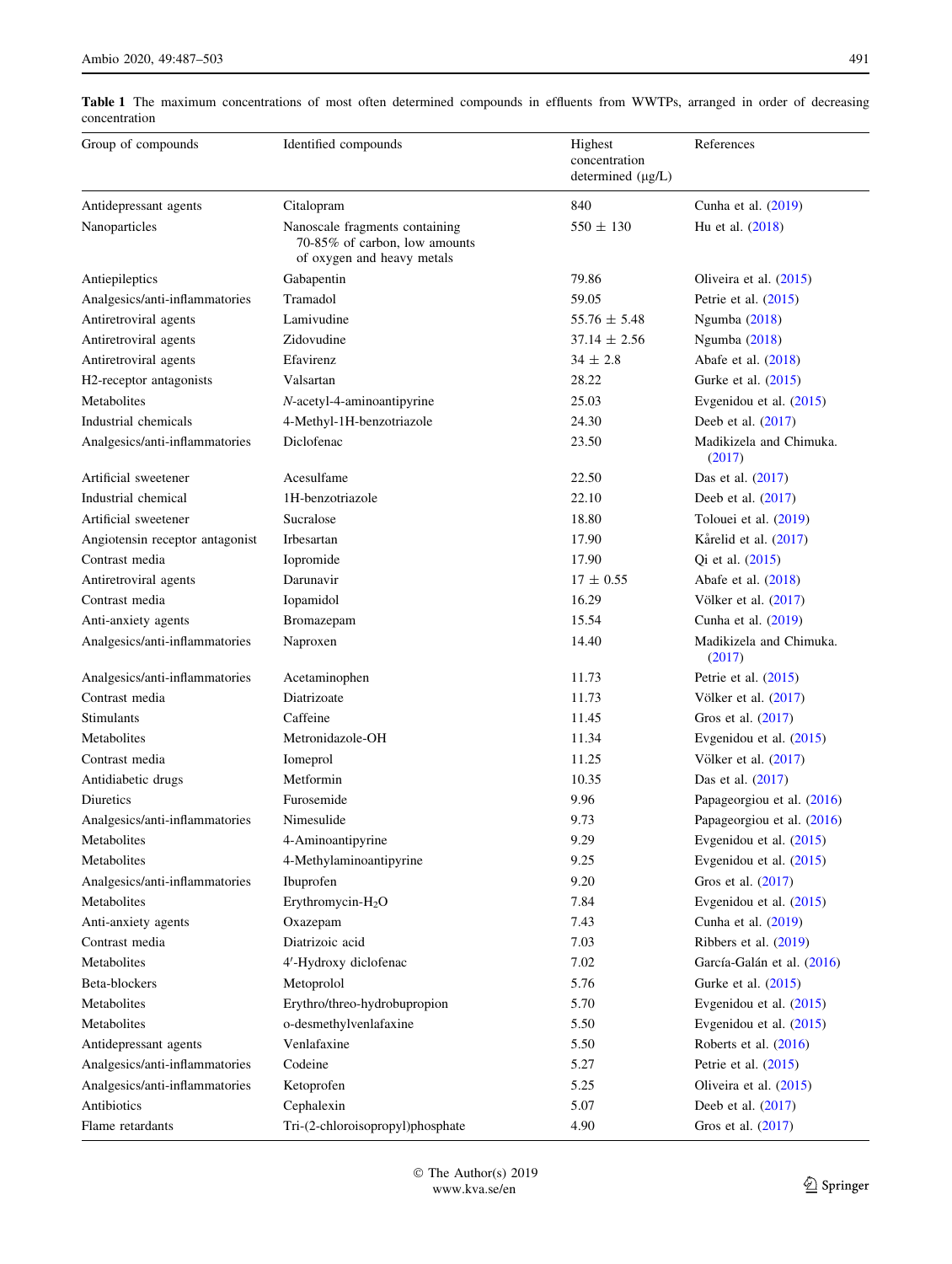**Table 1** The maximum concentrations of most often determined compounds in effluents from WWTPs, arranged in order of decreasing concentration

| Group of compounds | Identified compounds | Highest concentration determined (µg/L) | References |
|---|---|---|---|
| Antidepressant agents | Citalopram | 840 | Cunha et al. (2019) |
| Nanoparticles | Nanoscale fragments containing 70-85% of carbon, low amounts of oxygen and heavy metals | 550 ± 130 | Hu et al. (2018) |
| Antiepileptics | Gabapentin | 79.86 | Oliveira et al. (2015) |
| Analgesics/anti-inflammatories | Tramadol | 59.05 | Petrie et al. (2015) |
| Antiretroviral agents | Lamivudine | 55.76 ± 5.48 | Ngumba (2018) |
| Antiretroviral agents | Zidovudine | 37.14 ± 2.56 | Ngumba (2018) |
| Antiretroviral agents | Efavirenz | 34 ± 2.8 | Abafe et al. (2018) |
| H2-receptor antagonists | Valsartan | 28.22 | Gurke et al. (2015) |
| Metabolites | *N*-acetyl-4-aminoantipyrine | 25.03 | Evgenidou et al. (2015) |
| Industrial chemicals | 4-Methyl-1H-benzotriazole | 24.30 | Deeb et al. (2017) |
| Analgesics/anti-inflammatories | Diclofenac | 23.50 | Madikizela and Chimuka. (2017) |
| Artificial sweetener | Acesulfame | 22.50 | Das et al. (2017) |
| Industrial chemical | 1H-benzotriazole | 22.10 | Deeb et al. (2017) |
| Artificial sweetener | Sucralose | 18.80 | Tolouei et al. (2019) |
| Angiotensin receptor antagonist | Irbesartan | 17.90 | Kårelid et al. (2017) |
| Contrast media | Iopromide | 17.90 | Qi et al. (2015) |
| Antiretroviral agents | Darunavir | 17 ± 0.55 | Abafe et al. (2018) |
| Contrast media | Iopamidol | 16.29 | Völker et al. (2017) |
| Anti-anxiety agents | Bromazepam | 15.54 | Cunha et al. (2019) |
| Analgesics/anti-inflammatories | Naproxen | 14.40 | Madikizela and Chimuka. (2017) |
| Analgesics/anti-inflammatories | Acetaminophen | 11.73 | Petrie et al. (2015) |
| Contrast media | Diatrizoate | 11.73 | Völker et al. (2017) |
| Stimulants | Caffeine | 11.45 | Gros et al. (2017) |
| Metabolites | Metronidazole-OH | 11.34 | Evgenidou et al. (2015) |
| Contrast media | Iomeprol | 11.25 | Völker et al. (2017) |
| Antidiabetic drugs | Metformin | 10.35 | Das et al. (2017) |
| Diuretics | Furosemide | 9.96 | Papageorgiou et al. (2016) |
| Analgesics/anti-inflammatories | Nimesulide | 9.73 | Papageorgiou et al. (2016) |
| Metabolites | 4-Aminoantipyrine | 9.29 | Evgenidou et al. (2015) |
| Metabolites | 4-Methylaminoantipyrine | 9.25 | Evgenidou et al. (2015) |
| Analgesics/anti-inflammatories | Ibuprofen | 9.20 | Gros et al. (2017) |
| Metabolites | Erythromycin-$H_2O$ | 7.84 | Evgenidou et al. (2015) |
| Anti-anxiety agents | Oxazepam | 7.43 | Cunha et al. (2019) |
| Contrast media | Diatrizoic acid | 7.03 | Ribbers et al. (2019) |
| Metabolites | 4′-Hydroxy diclofenac | 7.02 | García-Galán et al. (2016) |
| Beta-blockers | Metoprolol | 5.76 | Gurke et al. (2015) |
| Metabolites | Erythro/threo-hydrobupropion | 5.70 | Evgenidou et al. (2015) |
| Metabolites | o-desmethylvenlafaxine | 5.50 | Evgenidou et al. (2015) |
| Antidepressant agents | Venlafaxine | 5.50 | Roberts et al. (2016) |
| Analgesics/anti-inflammatories | Codeine | 5.27 | Petrie et al. (2015) |
| Analgesics/anti-inflammatories | Ketoprofen | 5.25 | Oliveira et al. (2015) |
| Antibiotics | Cephalexin | 5.07 | Deeb et al. (2017) |
| Flame retardants | Tri-(2-chloroisopropyl)phosphate | 4.90 | Gros et al. (2017) |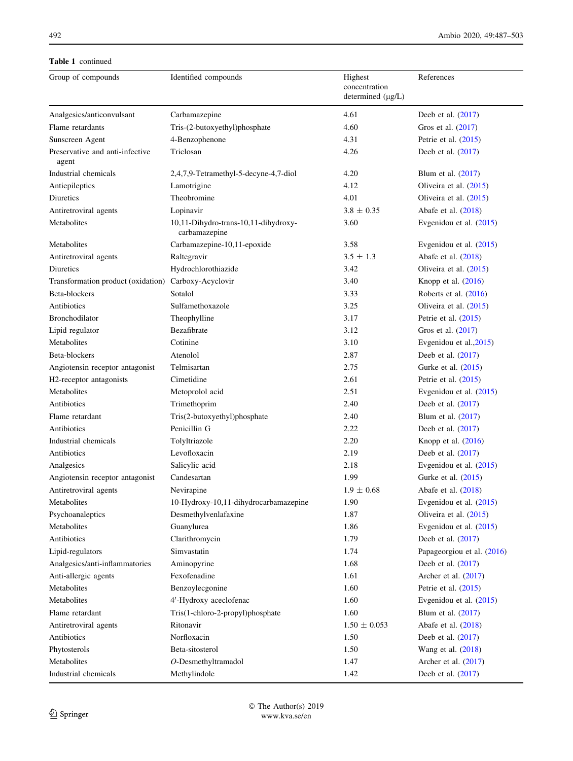**Table 1** continued

| Group of compounds | Identified compounds | Highest concentration determined (μg/L) | References |
|---|---|---|---|
| Analgesics/anticonvulsant | Carbamazepine | 4.61 | Deeb et al. (2017) |
| Flame retardants | Tris-(2-butoxyethyl)phosphate | 4.60 | Gros et al. (2017) |
| Sunscreen Agent | 4-Benzophenone | 4.31 | Petrie et al. (2015) |
| Preservative and anti-infective agent | Triclosan | 4.26 | Deeb et al. (2017) |
| Industrial chemicals | 2,4,7,9-Tetramethyl-5-decyne-4,7-diol | 4.20 | Blum et al. (2017) |
| Antiepileptics | Lamotrigine | 4.12 | Oliveira et al. (2015) |
| Diuretics | Theobromine | 4.01 | Oliveira et al. (2015) |
| Antiretroviral agents | Lopinavir | 3.8 ± 0.35 | Abafe et al. (2018) |
| Metabolites | 10,11-Dihydro-trans-10,11-dihydroxy-carbamazepine | 3.60 | Evgenidou et al. (2015) |
| Metabolites | Carbamazepine-10,11-epoxide | 3.58 | Evgenidou et al. (2015) |
| Antiretroviral agents | Raltegravir | 3.5 ± 1.3 | Abafe et al. (2018) |
| Diuretics | Hydrochlorothiazide | 3.42 | Oliveira et al. (2015) |
| Transformation product (oxidation) | Carboxy-Acyclovir | 3.40 | Knopp et al. (2016) |
| Beta-blockers | Sotalol | 3.33 | Roberts et al. (2016) |
| Antibiotics | Sulfamethoxazole | 3.25 | Oliveira et al. (2015) |
| Bronchodilator | Theophylline | 3.17 | Petrie et al. (2015) |
| Lipid regulator | Bezafibrate | 3.12 | Gros et al. (2017) |
| Metabolites | Cotinine | 3.10 | Evgenidou et al.,2015) |
| Beta-blockers | Atenolol | 2.87 | Deeb et al. (2017) |
| Angiotensin receptor antagonist | Telmisartan | 2.75 | Gurke et al. (2015) |
| H2-receptor antagonists | Cimetidine | 2.61 | Petrie et al. (2015) |
| Metabolites | Metoprolol acid | 2.51 | Evgenidou et al. (2015) |
| Antibiotics | Trimethoprim | 2.40 | Deeb et al. (2017) |
| Flame retardant | Tris(2-butoxyethyl)phosphate | 2.40 | Blum et al. (2017) |
| Antibiotics | Penicillin G | 2.22 | Deeb et al. (2017) |
| Industrial chemicals | Tolyltriazole | 2.20 | Knopp et al. (2016) |
| Antibiotics | Levofloxacin | 2.19 | Deeb et al. (2017) |
| Analgesics | Salicylic acid | 2.18 | Evgenidou et al. (2015) |
| Angiotensin receptor antagonist | Candesartan | 1.99 | Gurke et al. (2015) |
| Antiretroviral agents | Nevirapine | 1.9 ± 0.68 | Abafe et al. (2018) |
| Metabolites | 10-Hydroxy-10,11-dihydrocarbamazepine | 1.90 | Evgenidou et al. (2015) |
| Psychoanaleptics | Desmethylvenlafaxine | 1.87 | Oliveira et al. (2015) |
| Metabolites | Guanylurea | 1.86 | Evgenidou et al. (2015) |
| Antibiotics | Clarithromycin | 1.79 | Deeb et al. (2017) |
| Lipid-regulators | Simvastatin | 1.74 | Papageorgiou et al. (2016) |
| Analgesics/anti-inflammatories | Aminopyrine | 1.68 | Deeb et al. (2017) |
| Anti-allergic agents | Fexofenadine | 1.61 | Archer et al. (2017) |
| Metabolites | Benzoylecgonine | 1.60 | Petrie et al. (2015) |
| Metabolites | 4′-Hydroxy aceclofenac | 1.60 | Evgenidou et al. (2015) |
| Flame retardant | Tris(1-chloro-2-propyl)phosphate | 1.60 | Blum et al. (2017) |
| Antiretroviral agents | Ritonavir | 1.50 ± 0.053 | Abafe et al. (2018) |
| Antibiotics | Norfloxacin | 1.50 | Deeb et al. (2017) |
| Phytosterols | Beta-sitosterol | 1.50 | Wang et al. (2018) |
| Metabolites | *O*-Desmethyltramadol | 1.47 | Archer et al. (2017) |
| Industrial chemicals | Methylindole | 1.42 | Deeb et al. (2017) |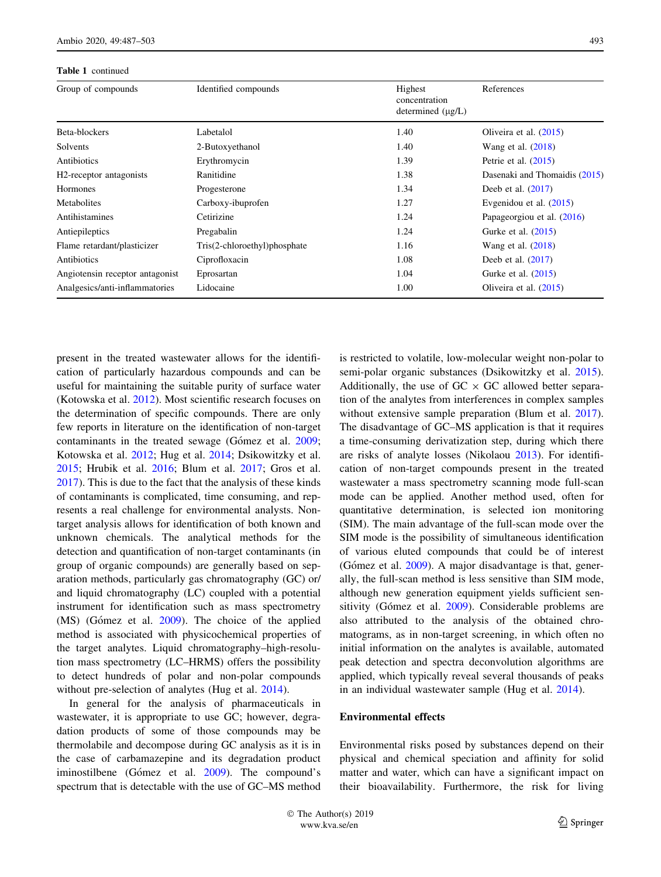**Table 1** continued

| Group of compounds | Identified compounds | Highest concentration determined (μg/L) | References |
|---|---|---|---|
| Beta-blockers | Labetalol | 1.40 | Oliveira et al. (2015) |
| Solvents | 2-Butoxyethanol | 1.40 | Wang et al. (2018) |
| Antibiotics | Erythromycin | 1.39 | Petrie et al. (2015) |
| H2-receptor antagonists | Ranitidine | 1.38 | Dasenaki and Thomaidis (2015) |
| Hormones | Progesterone | 1.34 | Deeb et al. (2017) |
| Metabolites | Carboxy-ibuprofen | 1.27 | Evgenidou et al. (2015) |
| Antihistamines | Cetirizine | 1.24 | Papageorgiou et al. (2016) |
| Antiepileptics | Pregabalin | 1.24 | Gurke et al. (2015) |
| Flame retardant/plasticizer | Tris(2-chloroethyl)phosphate | 1.16 | Wang et al. (2018) |
| Antibiotics | Ciprofloxacin | 1.08 | Deeb et al. (2017) |
| Angiotensin receptor antagonist | Eprosartan | 1.04 | Gurke et al. (2015) |
| Analgesics/anti-inflammatories | Lidocaine | 1.00 | Oliveira et al. (2015) |

present in the treated wastewater allows for the identification of particularly hazardous compounds and can be useful for maintaining the suitable purity of surface water (Kotowska et al. 2012). Most scientific research focuses on the determination of specific compounds. There are only few reports in literature on the identification of non-target contaminants in the treated sewage (Gómez et al. 2009; Kotowska et al. 2012; Hug et al. 2014; Dsikowitzky et al. 2015; Hrubik et al. 2016; Blum et al. 2017; Gros et al. 2017). This is due to the fact that the analysis of these kinds of contaminants is complicated, time consuming, and represents a real challenge for environmental analysts. Non-target analysis allows for identification of both known and unknown chemicals. The analytical methods for the detection and quantification of non-target contaminants (in group of organic compounds) are generally based on separation methods, particularly gas chromatography (GC) or/and liquid chromatography (LC) coupled with a potential instrument for identification such as mass spectrometry (MS) (Gómez et al. 2009). The choice of the applied method is associated with physicochemical properties of the target analytes. Liquid chromatography–high-resolution mass spectrometry (LC–HRMS) offers the possibility to detect hundreds of polar and non-polar compounds without pre-selection of analytes (Hug et al. 2014).

In general for the analysis of pharmaceuticals in wastewater, it is appropriate to use GC; however, degradation products of some of those compounds may be thermolabile and decompose during GC analysis as it is in the case of carbamazepine and its degradation product iminostilbene (Gómez et al. 2009). The compound's spectrum that is detectable with the use of GC–MS method is restricted to volatile, low-molecular weight non-polar to semi-polar organic substances (Dsikowitzky et al. 2015). Additionally, the use of GC × GC allowed better separation of the analytes from interferences in complex samples without extensive sample preparation (Blum et al. 2017). The disadvantage of GC–MS application is that it requires a time-consuming derivatization step, during which there are risks of analyte losses (Nikolaou 2013). For identification of non-target compounds present in the treated wastewater a mass spectrometry scanning mode full-scan mode can be applied. Another method used, often for quantitative determination, is selected ion monitoring (SIM). The main advantage of the full-scan mode over the SIM mode is the possibility of simultaneous identification of various eluted compounds that could be of interest (Gómez et al. 2009). A major disadvantage is that, generally, the full-scan method is less sensitive than SIM mode, although new generation equipment yields sufficient sensitivity (Gómez et al. 2009). Considerable problems are also attributed to the analysis of the obtained chromatograms, as in non-target screening, in which often no initial information on the analytes is available, automated peak detection and spectra deconvolution algorithms are applied, which typically reveal several thousands of peaks in an individual wastewater sample (Hug et al. 2014).

## Environmental effects

Environmental risks posed by substances depend on their physical and chemical speciation and affinity for solid matter and water, which can have a significant impact on their bioavailability. Furthermore, the risk for living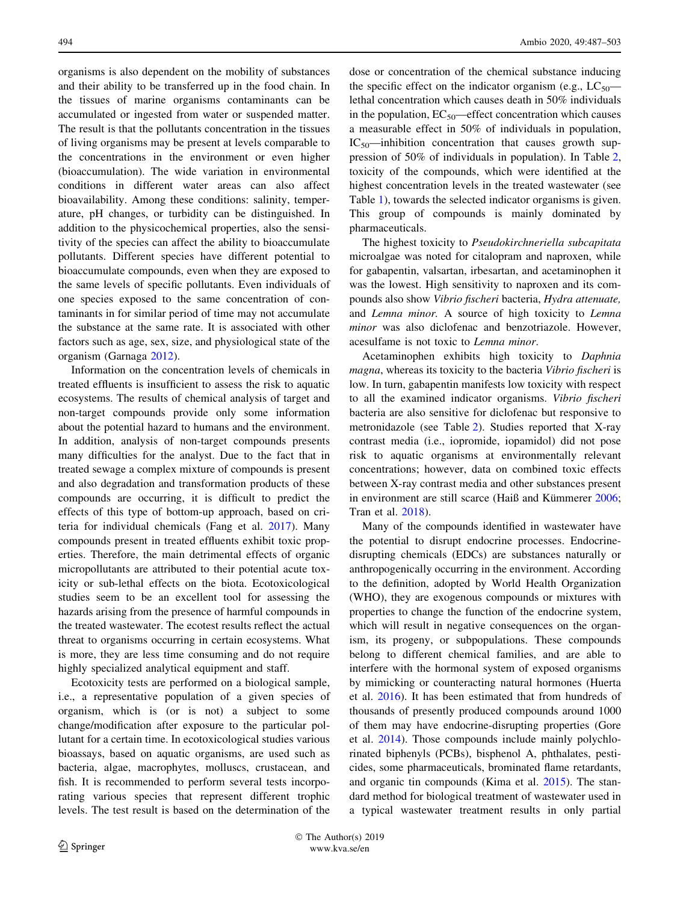organisms is also dependent on the mobility of substances and their ability to be transferred up in the food chain. In the tissues of marine organisms contaminants can be accumulated or ingested from water or suspended matter. The result is that the pollutants concentration in the tissues of living organisms may be present at levels comparable to the concentrations in the environment or even higher (bioaccumulation). The wide variation in environmental conditions in different water areas can also affect bioavailability. Among these conditions: salinity, temperature, pH changes, or turbidity can be distinguished. In addition to the physicochemical properties, also the sensitivity of the species can affect the ability to bioaccumulate pollutants. Different species have different potential to bioaccumulate compounds, even when they are exposed to the same levels of specific pollutants. Even individuals of one species exposed to the same concentration of contaminants in for similar period of time may not accumulate the substance at the same rate. It is associated with other factors such as age, sex, size, and physiological state of the organism (Garnaga 2012).

Information on the concentration levels of chemicals in treated effluents is insufficient to assess the risk to aquatic ecosystems. The results of chemical analysis of target and non-target compounds provide only some information about the potential hazard to humans and the environment. In addition, analysis of non-target compounds presents many difficulties for the analyst. Due to the fact that in treated sewage a complex mixture of compounds is present and also degradation and transformation products of these compounds are occurring, it is difficult to predict the effects of this type of bottom-up approach, based on criteria for individual chemicals (Fang et al. 2017). Many compounds present in treated effluents exhibit toxic properties. Therefore, the main detrimental effects of organic micropollutants are attributed to their potential acute toxicity or sub-lethal effects on the biota. Ecotoxicological studies seem to be an excellent tool for assessing the hazards arising from the presence of harmful compounds in the treated wastewater. The ecotest results reflect the actual threat to organisms occurring in certain ecosystems. What is more, they are less time consuming and do not require highly specialized analytical equipment and staff.

Ecotoxicity tests are performed on a biological sample, i.e., a representative population of a given species of organism, which is (or is not) a subject to some change/modification after exposure to the particular pollutant for a certain time. In ecotoxicological studies various bioassays, based on aquatic organisms, are used such as bacteria, algae, macrophytes, molluscs, crustacean, and fish. It is recommended to perform several tests incorporating various species that represent different trophic levels. The test result is based on the determination of the dose or concentration of the chemical substance inducing the specific effect on the indicator organism (e.g., $LC_{50}$—lethal concentration which causes death in 50% individuals in the population, $EC_{50}$—effect concentration which causes a measurable effect in 50% of individuals in population, $IC_{50}$—inhibition concentration that causes growth suppression of 50% of individuals in population). In Table 2, toxicity of the compounds, which were identified at the highest concentration levels in the treated wastewater (see Table 1), towards the selected indicator organisms is given. This group of compounds is mainly dominated by pharmaceuticals.

The highest toxicity to *Pseudokirchneriella subcapitata* microalgae was noted for citalopram and naproxen, while for gabapentin, valsartan, irbesartan, and acetaminophen it was the lowest. High sensitivity to naproxen and its compounds also show *Vibrio fischeri* bacteria, *Hydra attenuate,* and *Lemna minor*. A source of high toxicity to *Lemna minor* was also diclofenac and benzotriazole. However, acesulfame is not toxic to *Lemna minor*.

Acetaminophen exhibits high toxicity to *Daphnia magna*, whereas its toxicity to the bacteria *Vibrio fischeri* is low. In turn, gabapentin manifests low toxicity with respect to all the examined indicator organisms. *Vibrio fischeri* bacteria are also sensitive for diclofenac but responsive to metronidazole (see Table 2). Studies reported that X-ray contrast media (i.e., iopromide, iopamidol) did not pose risk to aquatic organisms at environmentally relevant concentrations; however, data on combined toxic effects between X-ray contrast media and other substances present in environment are still scarce (Haiß and Kümmerer 2006; Tran et al. 2018).

Many of the compounds identified in wastewater have the potential to disrupt endocrine processes. Endocrine-disrupting chemicals (EDCs) are substances naturally or anthropogenically occurring in the environment. According to the definition, adopted by World Health Organization (WHO), they are exogenous compounds or mixtures with properties to change the function of the endocrine system, which will result in negative consequences on the organism, its progeny, or subpopulations. These compounds belong to different chemical families, and are able to interfere with the hormonal system of exposed organisms by mimicking or counteracting natural hormones (Huerta et al. 2016). It has been estimated that from hundreds of thousands of presently produced compounds around 1000 of them may have endocrine-disrupting properties (Gore et al. 2014). Those compounds include mainly polychlorinated biphenyls (PCBs), bisphenol A, phthalates, pesticides, some pharmaceuticals, brominated flame retardants, and organic tin compounds (Kima et al. 2015). The standard method for biological treatment of wastewater used in a typical wastewater treatment results in only partial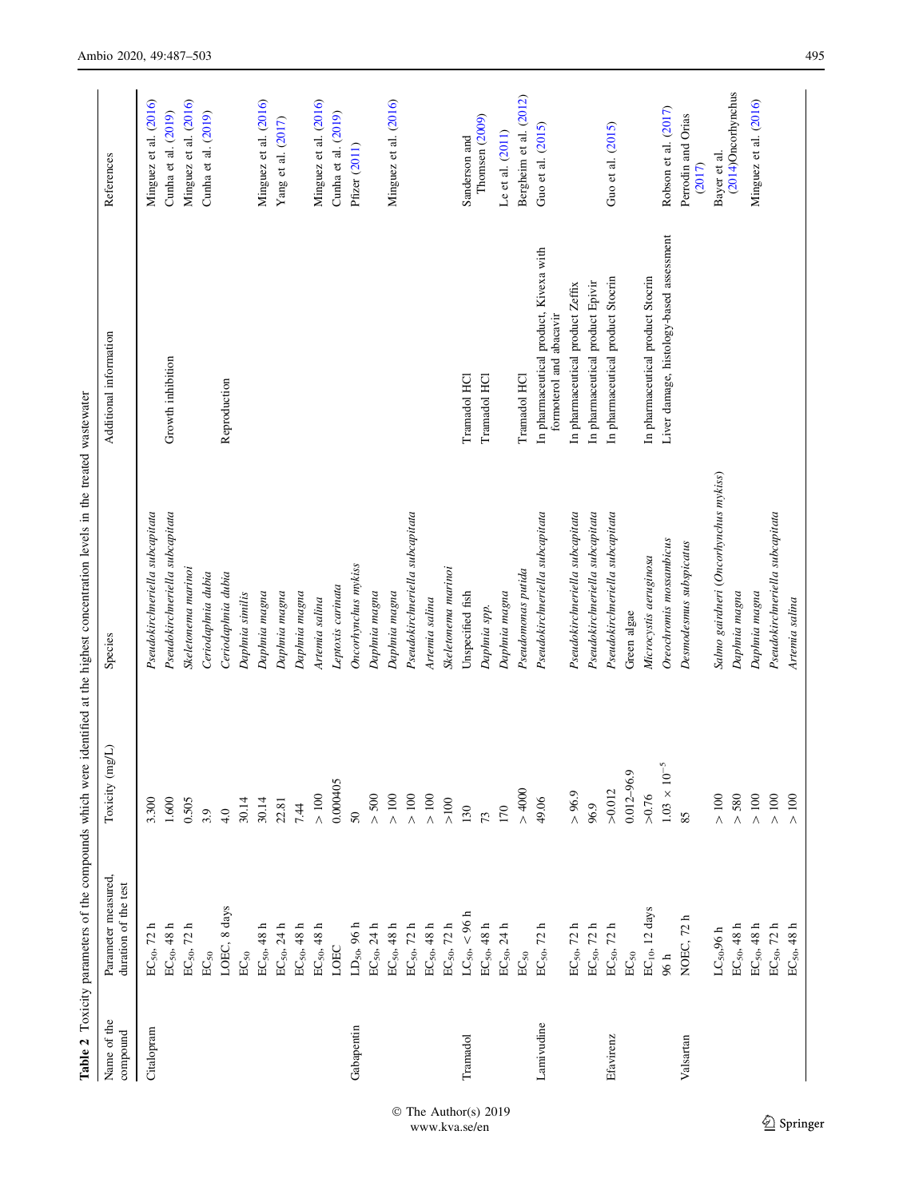**Table 2** Toxicity parameters of the compounds which were identified at the highest concentration levels in the treated wastewater

| Name of the compound | Parameter measured, duration of the test | Toxicity (mg/L) | Species | Additional information | References |
|---|---|---|---|---|---|
| Citalopram | $EC_{50}$, 72 h | 3.300 | *Pseudokirchneriella subcapitata* | | Minguez et al. (2016) |
| | $EC_{50}$, 48 h | 1.600 | *Pseudokirchneriella subcapitata* | Growth inhibition | Cunha et al. (2019) |
| | $EC_{50}$, 72 h | 0.505 | *Skeletonema marinoi* | | Minguez et al. (2016) |
| | $EC_{50}$ | 3.9 | *Ceriodaphnia dubia* | | Cunha et al. (2019) |
| | LOEC, 8 days | 4.0 | *Ceriodaphnia dubia* | Reproduction | |
| | $EC_{50}$ | 30.14 | *Daphnia similis* | | |
| | $EC_{50}$, 48 h | 30.14 | *Daphnia magna* | | Minguez et al. (2016) |
| | $EC_{50}$, 24 h | 22.81 | *Daphnia magna* | | Yang et al. (2017) |
| | $EC_{50}$, 48 h | 7.44 | *Daphnia magna* | | |
| | $EC_{50}$, 48 h | > 100 | *Artemia salina* | | Minguez et al. (2016) |
| | LOEC | 0.000405 | *Leptoxis carinata* | | Cunha et al. (2019) |
| Gabapentin | $LD_{50}$, 96 h | 50 | *Oncorhynchus mykiss* | | Pfizer (2011) |
| | $EC_{50}$, 24 h | > 500 | *Daphnia magna* | | |
| | $EC_{50}$, 48 h | > 100 | *Daphnia magna* | | Minguez et al. (2016) |
| | $EC_{50}$, 72 h | > 100 | *Pseudokirchneriella subcapitata* | | |
| | $EC_{50}$, 48 h | > 100 | *Artemia salina* | | |
| | $EC_{50}$, 72 h | >100 | *Skeletonema marinoi* | | |
| Tramadol | $LC_{50}$, < 96 h | 130 | Unspecified fish | Tramadol HCl | Sanderson and Thomsen (2009) |
| | $EC_{50}$, 48 h | 73 | *Daphnia spp.* | Tramadol HCl | |
| | $EC_{50}$, 24 h | 170 | *Daphnia magna* | | Le et al. (2011) |
| | $EC_{50}$ | > 4000 | *Pseudomonas putida* | Tramadol HCl | Bergheim et al. (2012) |
| Lamivudine | $EC_{50}$, 72 h | 49.06 | *Pseudokirchneriella subcapitata* | In pharmaceutical product, Kivexa with formoterol and abacavir | Guo et al. (2015) |
| | $EC_{50}$, 72 h | > 96.9 | *Pseudokirchneriella subcapitata* | In pharmaceutical product Zeffix | |
| | $EC_{50}$, 72 h | 96.9 | *Pseudokirchneriella subcapitata* | In pharmaceutical product Epivir | |
| Efavirenz | $EC_{50}$, 72 h | >0.012 | *Pseudokirchneriella subcapitata* | In pharmaceutical product Stocrin | Guo et al. (2015) |
| | $EC_{50}$ | 0.012–96.9 | Green algae | | |
| | $EC_{10}$, 12 days | >0.76 | *Microcystis aeruginosa* | In pharmaceutical product Stocrin | |
| | 96 h | $1.03 \times 10^{-5}$ | *Oreochromis mossambicus* | Liver damage, histology-based assessment | Robson et al. (2017) |
| Valsartan | NOEC, 72 h | 85 | *Desmodesmus subspicatus* | | Perrodin and Orias (2017) |
| | $LC_{50}$,96 h | > 100 | *Salmo gairdneri (Oncorhynchus mykiss)* | | Bayer et al. (2014)Oncorhynchus |
| | $EC_{50}$, 48 h | > 580 | *Daphnia magna* | | |
| | $EC_{50}$, 48 h | > 100 | *Daphnia magna* | | Minguez et al. (2016) |
| | $EC_{50}$, 72 h | > 100 | *Pseudokirchneriella subcapitata* | | |
| | $EC_{50}$, 48 h | > 100 | *Artemia salina* | | |

© The Author(s) 2019
www.kva.se/en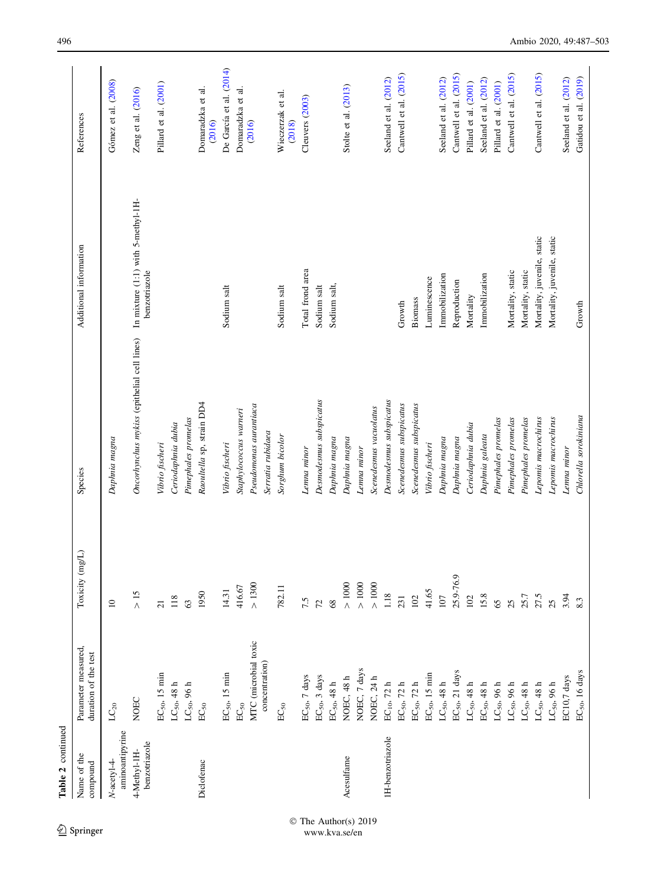**Table 2** continued

| Name of the compound | Parameter measured, duration of the test | Toxicity (mg/L) | Species | Additional information | References |
|---|---|---|---|---|---|
| *N*-acetyl-4-aminoantipyrine | $LC_{20}$ | 10 | *Daphnia magna* | | Gómez et al. (2008) |
| 4-Methyl-1H-benzotriazole | NOEC | > 15 | *Oncorhynchus mykiss* (epithelial cell lines) | In mixture (1:1) with 5-methyl-1H-benzotriazole | Zeng et al. (2016) |
| | $EC_{50}$, 15 min | 21 | *Vibrio fischeri* | | Pillard et al. (2001) |
| | $LC_{50}$, 48 h | 118 | *Ceriodaphnia dubia* | | |
| | $LC_{50}$, 96 h | 63 | *Pimephales promelas* | | |
| Diclofenac | $EC_{50}$ | 1950 | *Raoultella* sp. strain DD4 | | Domaradzka et al. (2016) |
| | $EC_{50}$, 15 min | 14.31 | *Vibrio fischeri* | Sodium salt | De García et al. (2014) |
| | $EC_{50}$ | 416.67 | *Staphylococcus warneri* | | Domaradzka et al. (2016) |
| | MTC (microbial toxic concentration) | > 1300 | *Pseudomonas aurantiaca* | | |
| | | | *Serratia rubidaea* | | |
| | $EC_{50}$ | 782.11 | *Sorghum bicolor* | Sodium salt | Wieczerzak et al. (2018) |
| | $EC_{50}$, 7 days | 7.5 | *Lemna minor* | Total frond area | Cleuvers (2003) |
| | $EC_{50}$, 3 days | 72 | *Desmodesmus subspicatus* | Sodium salt | |
| | $EC_{50}$, 48 h | 68 | *Daphnia magna* | Sodium salt, | |
| Acesulfame | NOEC, 48 h | > 1000 | *Daphnia magna* | | Stolte et al. (2013) |
| | NOEC, 7 days | > 1000 | *Lemna minor* | | |
| | NOEC, 24 h | > 1000 | *Scenedesmus vacuolatus* | | |
| 1H-benzotriazole | $EC_{10}$, 72 h | 1.18 | *Desmodesmus subspicatus* | | Seeland et al. (2012) |
| | $EC_{50}$, 72 h | 231 | *Scenedesmus subspicatus* | Growth | Cantwell et al. (2015) |
| | $EC_{50}$, 72 h | 102 | *Scenedesmus subspicatus* | Biomass | |
| | $EC_{50}$, 15 min | 41.65 | *Vibrio fischeri* | Luminescence | |
| | $LC_{50}$, 48 h | 107 | *Daphnia magna* | Immobilization | Seeland et al. (2012) |
| | $EC_{50}$, 21 days | 25.9-76.9 | *Daphnia magna* | Reproduction | Cantwell et al. (2015) |
| | $LC_{50}$, 48 h | 102 | *Ceriodaphnia dubia* | Mortality | Pillard et al. (2001) |
| | $EC_{50}$, 48 h | 15.8 | *Daphnia galeata* | Immobilization | Seeland et al. (2012) |
| | $LC_{50}$, 96 h | 65 | *Pimephales promelas* | | Pillard et al. (2001) |
| | $LC_{50}$, 96 h | 25 | *Pimephales promelas* | Mortality, static | Cantwell et al. (2015) |
| | $LC_{50}$, 48 h | 25.7 | *Pimephales promelas* | Mortality, static | |
| | $LC_{50}$, 48 h | 27.5 | *Lepomis macrochirus* | Mortality, juvenile, static | Cantwell et al. (2015) |
| | $LC_{50}$, 96 h | 25 | *Lepomis macrochirus* | Mortality, juvenile, static | |
| | EC10,7 days | 3.94 | *Lemna minor* | | Seeland et al. (2012) |
| | $EC_{50}$, 16 days | 8.3 | *Chlorella sorokiniana* | Growth | Gatidou et al. (2019) |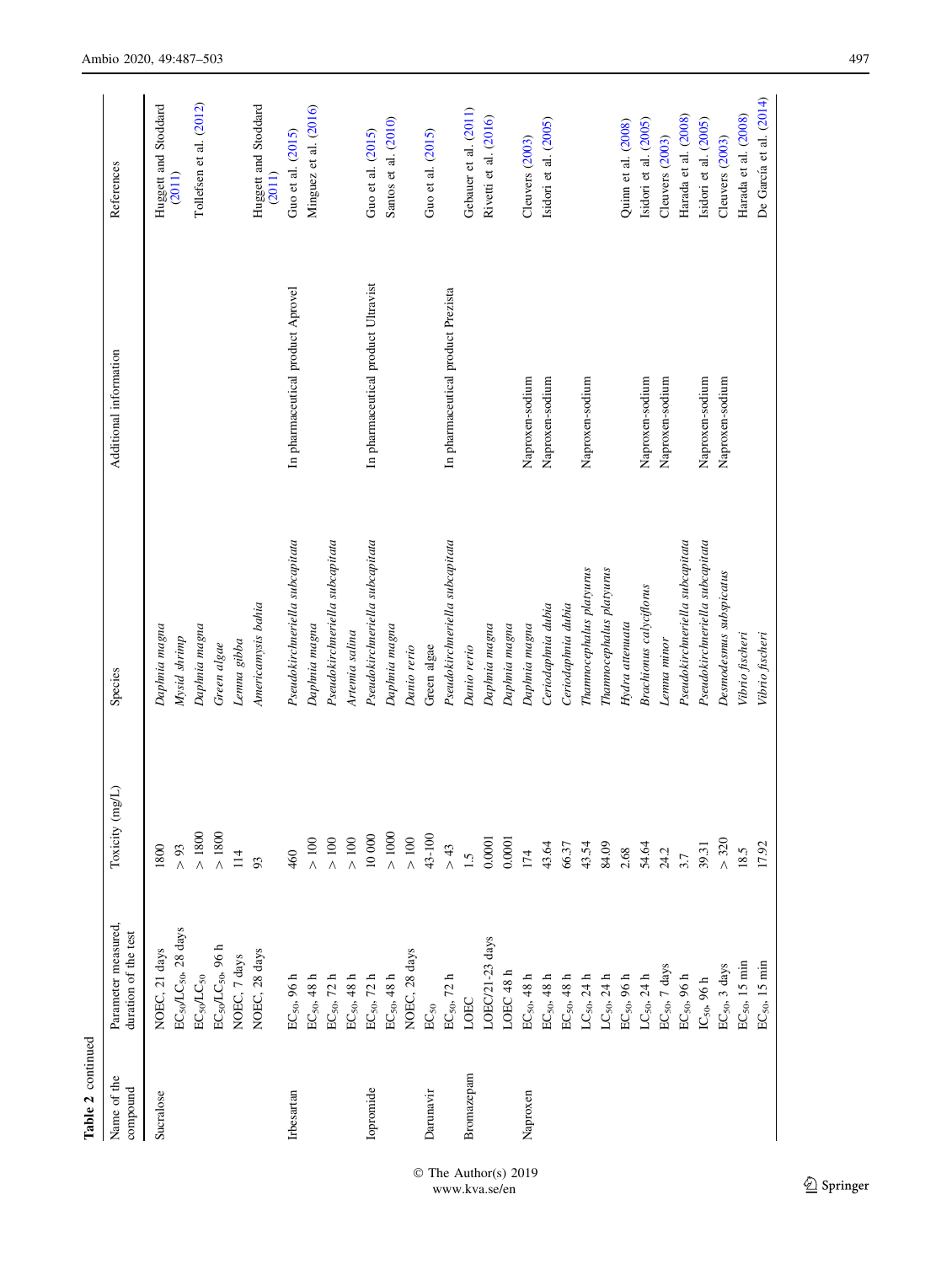**Table 2** continued

| Name of the compound | Parameter measured, duration of the test | Toxicity (mg/L) | Species | Additional information | References |
|---|---|---|---|---|---|
| Sucralose | NOEC, 21 days | 1800 | *Daphnia magna* | | Huggett and Stoddard (2011) |
| | $EC_{50}/LC_{50}$, 28 days | > 93 | *Mysid shrimp* | | |
| | $EC_{50}/LC_{50}$ | > 1800 | *Daphnia magna* | | Tollefsen et al. (2012) |
| | $EC_{50}/LC_{50}$, 96 h | > 1800 | *Green algae* | | |
| | NOEC, 7 days | 114 | *Lemna gibba* | | |
| | NOEC, 28 days | 93 | *Americamysis bahia* | | Huggett and Stoddard (2011) |
| Irbesartan | $EC_{50}$, 96 h | 460 | *Pseudokirchneriella subcapitata* | In pharmaceutical product Aprovel | Guo et al. (2015) |
| | $EC_{50}$, 48 h | > 100 | *Daphnia magna* | | Minguez et al. (2016) |
| | $EC_{50}$, 72 h | > 100 | *Pseudokirchneriella subcapitata* | | |
| | $EC_{50}$, 48 h | > 100 | *Artemia salina* | | |
| Iopromide | $EC_{50}$, 72 h | 10 000 | *Pseudokirchneriella subcapitata* | In pharmaceutical product Ultravist | Guo et al. (2015) |
| | $EC_{50}$, 48 h | > 1000 | *Daphnia magna* | | Santos et al. (2010) |
| | NOEC, 28 days | > 100 | *Danio rerio* | | |
| Darunavir | $EC_{50}$ | 43-100 | Green algae | | Guo et al. (2015) |
| | $EC_{50}$, 72 h | > 43 | *Pseudokirchneriella subcapitata* | In pharmaceutical product Prezista | |
| Bromazepam | LOEC | 1.5 | *Danio rerio* | | Gebauer et al. (2011) |
| | LOEC/21-23 days | 0.0001 | *Daphnia magna* | | Rivetti et al. (2016) |
| | LOEC 48 h | 0.0001 | *Daphnia magna* | | |
| Naproxen | $EC_{50}$, 48 h | 174 | *Daphnia magna* | Naproxen-sodium | Cleuvers (2003) |
| | $EC_{50}$, 48 h | 43.64 | *Ceriodaphnia dubia* | Naproxen-sodium | Isidori et al. (2005) |
| | $EC_{50}$, 48 h | 66.37 | *Ceriodaphnia dubia* | | |
| | $LC_{50}$, 24 h | 43.54 | *Thamnocephalus platyurus* | Naproxen-sodium | |
| | $LC_{50}$, 24 h | 84.09 | *Thamnocephalus platyurus* | | |
| | $EC_{50}$, 96 h | 2.68 | *Hydra attenuata* | | Quinn et al. (2008) |
| | $LC_{50}$, 24 h | 54.64 | *Brachionus calyciflorus* | Naproxen-sodium | Isidori et al. (2005) |
| | $EC_{50}$, 7 days | 24.2 | *Lemna minor* | Naproxen-sodium | Cleuvers (2003) |
| | $EC_{50}$, 96 h | 3.7 | *Pseudokirchneriella subcapitata* | | Harada et al. (2008) |
| | $IC_{50}$, 96 h | 39.31 | *Pseudokirchneriella subcapitata* | Naproxen-sodium | Isidori et al. (2005) |
| | $EC_{50}$, 3 days | > 320 | *Desmodesmus subspicatus* | Naproxen-sodium | Cleuvers (2003) |
| | $EC_{50}$, 15 min | 18.5 | *Vibrio fischeri* | | Harada et al. (2008) |
| | $EC_{50}$, 15 min | 17.92 | *Vibrio fischeri* | | De García et al. (2014) |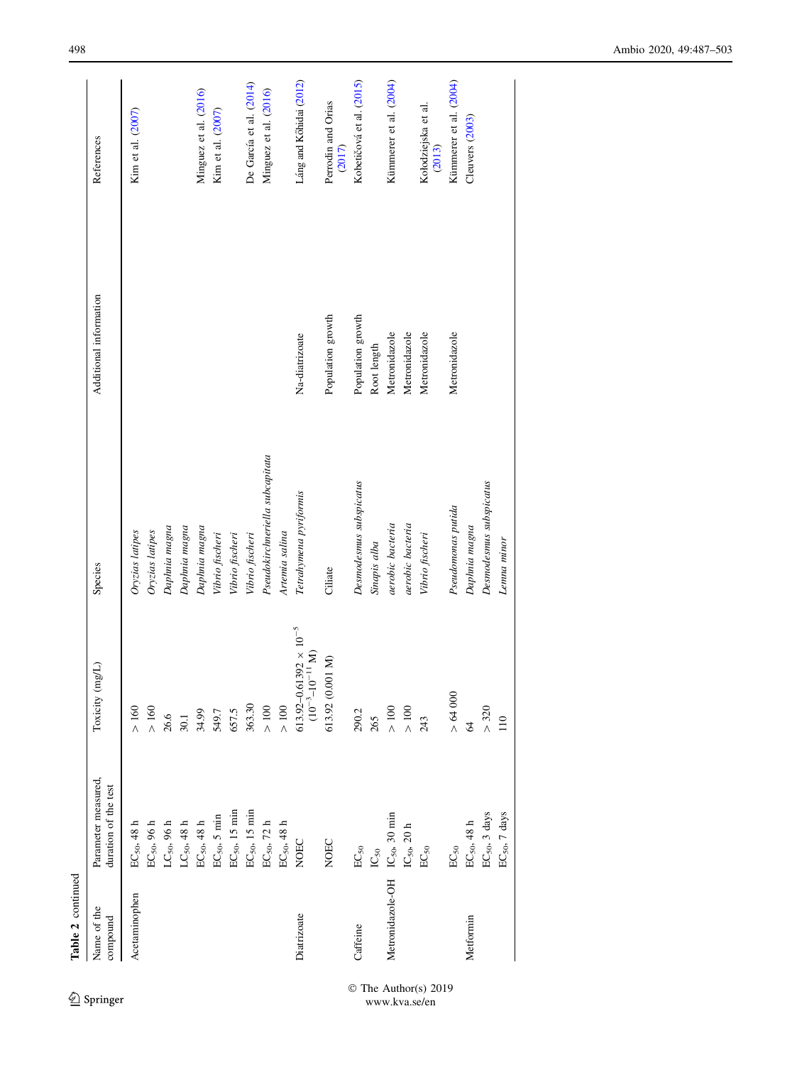**Table 2** continued

| Name of the compound | Parameter measured, duration of the test | Toxicity (mg/L) | Species | Additional information | References |
|---|---|---|---|---|---|
| Acetaminophen | $EC_{50}$, 48 h | > 160 | *Oryzias latipes* | | Kim et al. (2007) |
| | $EC_{50}$, 96 h | > 160 | *Oryzias latipes* | | |
| | $LC_{50}$, 96 h | 26.6 | *Daphnia magna* | | |
| | $LC_{50}$, 48 h | 30.1 | *Daphnia magna* | | |
| | $EC_{50}$, 48 h | 34.99 | *Daphnia magna* | | Minguez et al. (2016) |
| | $EC_{50}$, 5 min | 549.7 | *Vibrio fischeri* | | Kim et al. (2007) |
| | $EC_{50}$, 15 min | 657.5 | *Vibrio fischeri* | | |
| | $EC_{50}$, 15 min | 363.30 | *Vibrio fischeri* | | De García et al. (2014) |
| | $EC_{50}$, 72 h | > 100 | *Pseudokirchneriella subcapitata* | | Minguez et al. (2016) |
| | $EC_{50}$, 48 h | > 100 | *Artemia salina* | | |
| Diatrizoate | NOEC | 613.92–0.61392 × $10^{-5}$ ($10^{-3}$–$10^{-11}$ M) | *Tetrahymena pyriformis* | Na-diatrizoate | Láng and Kőhidai (2012) |
| | NOEC | 613.92 (0.001 M) | Ciliate | Population growth | Perrodin and Orias (2017) |
| Caffeine | $EC_{50}$ | 290.2 | *Desmodesmus subspicatus* | Population growth | Kobetičová et al. (2015) |
| | $IC_{50}$ | 265 | *Sinapis alba* | Root length | |
| Metronidazole-OH | $IC_{50}$, 30 min | > 100 | aerobic bacteria | Metronidazole | Kümmerer et al. (2004) |
| | $IC_{50}$, 20 h | > 100 | aerobic bacteria | Metronidazole | |
| | $EC_{50}$ | 243 | *Vibrio fischeri* | Metronidazole | Kołodziejska et al. (2013) |
| | $EC_{50}$ | > 64 000 | *Pseudomonas putida* | Metronidazole | Kümmerer et al. (2004) |
| Metformin | $EC_{50}$, 48 h | 64 | *Daphnia magna* | | Cleuvers (2003) |
| | $EC_{50}$, 3 days | > 320 | *Desmodesmus subspicatus* | | |
| | $EC_{50}$, 7 days | 110 | *Lemna minor* | | |

© The Author(s) 2019
www.kva.se/en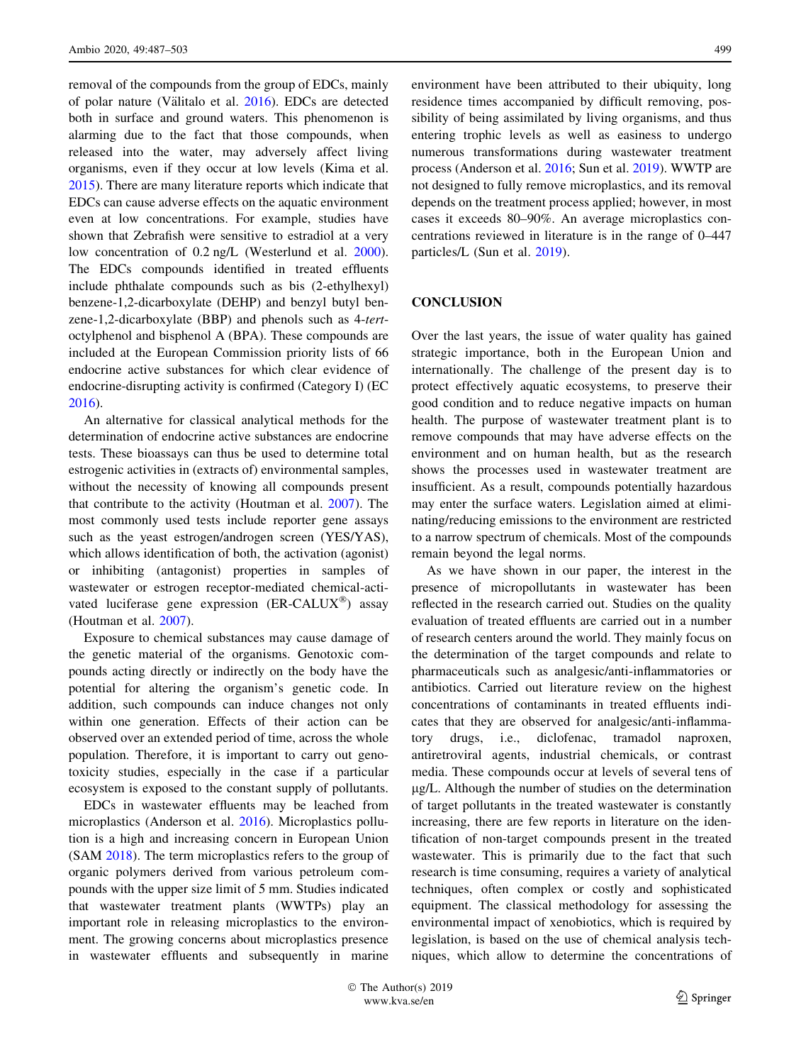removal of the compounds from the group of EDCs, mainly of polar nature (Välitalo et al. 2016). EDCs are detected both in surface and ground waters. This phenomenon is alarming due to the fact that those compounds, when released into the water, may adversely affect living organisms, even if they occur at low levels (Kima et al. 2015). There are many literature reports which indicate that EDCs can cause adverse effects on the aquatic environment even at low concentrations. For example, studies have shown that Zebrafish were sensitive to estradiol at a very low concentration of 0.2 ng/L (Westerlund et al. 2000). The EDCs compounds identified in treated effluents include phthalate compounds such as bis (2-ethylhexyl) benzene-1,2-dicarboxylate (DEHP) and benzyl butyl benzene-1,2-dicarboxylate (BBP) and phenols such as 4-*tert*-octylphenol and bisphenol A (BPA). These compounds are included at the European Commission priority lists of 66 endocrine active substances for which clear evidence of endocrine-disrupting activity is confirmed (Category I) (EC 2016).

An alternative for classical analytical methods for the determination of endocrine active substances are endocrine tests. These bioassays can thus be used to determine total estrogenic activities in (extracts of) environmental samples, without the necessity of knowing all compounds present that contribute to the activity (Houtman et al. 2007). The most commonly used tests include reporter gene assays such as the yeast estrogen/androgen screen (YES/YAS), which allows identification of both, the activation (agonist) or inhibiting (antagonist) properties in samples of wastewater or estrogen receptor-mediated chemical-activated luciferase gene expression (ER-CALUX®) assay (Houtman et al. 2007).

Exposure to chemical substances may cause damage of the genetic material of the organisms. Genotoxic compounds acting directly or indirectly on the body have the potential for altering the organism's genetic code. In addition, such compounds can induce changes not only within one generation. Effects of their action can be observed over an extended period of time, across the whole population. Therefore, it is important to carry out genotoxicity studies, especially in the case if a particular ecosystem is exposed to the constant supply of pollutants.

EDCs in wastewater effluents may be leached from microplastics (Anderson et al. 2016). Microplastics pollution is a high and increasing concern in European Union (SAM 2018). The term microplastics refers to the group of organic polymers derived from various petroleum compounds with the upper size limit of 5 mm. Studies indicated that wastewater treatment plants (WWTPs) play an important role in releasing microplastics to the environment. The growing concerns about microplastics presence in wastewater effluents and subsequently in marine environment have been attributed to their ubiquity, long residence times accompanied by difficult removing, possibility of being assimilated by living organisms, and thus entering trophic levels as well as easiness to undergo numerous transformations during wastewater treatment process (Anderson et al. 2016; Sun et al. 2019). WWTP are not designed to fully remove microplastics, and its removal depends on the treatment process applied; however, in most cases it exceeds 80–90%. An average microplastics concentrations reviewed in literature is in the range of 0–447 particles/L (Sun et al. 2019).

## CONCLUSION

Over the last years, the issue of water quality has gained strategic importance, both in the European Union and internationally. The challenge of the present day is to protect effectively aquatic ecosystems, to preserve their good condition and to reduce negative impacts on human health. The purpose of wastewater treatment plant is to remove compounds that may have adverse effects on the environment and on human health, but as the research shows the processes used in wastewater treatment are insufficient. As a result, compounds potentially hazardous may enter the surface waters. Legislation aimed at eliminating/reducing emissions to the environment are restricted to a narrow spectrum of chemicals. Most of the compounds remain beyond the legal norms.

As we have shown in our paper, the interest in the presence of micropollutants in wastewater has been reflected in the research carried out. Studies on the quality evaluation of treated effluents are carried out in a number of research centers around the world. They mainly focus on the determination of the target compounds and relate to pharmaceuticals such as analgesic/anti-inflammatories or antibiotics. Carried out literature review on the highest concentrations of contaminants in treated effluents indicates that they are observed for analgesic/anti-inflammatory drugs, i.e., diclofenac, tramadol naproxen, antiretroviral agents, industrial chemicals, or contrast media. These compounds occur at levels of several tens of μg/L. Although the number of studies on the determination of target pollutants in the treated wastewater is constantly increasing, there are few reports in literature on the identification of non-target compounds present in the treated wastewater. This is primarily due to the fact that such research is time consuming, requires a variety of analytical techniques, often complex or costly and sophisticated equipment. The classical methodology for assessing the environmental impact of xenobiotics, which is required by legislation, is based on the use of chemical analysis techniques, which allow to determine the concentrations of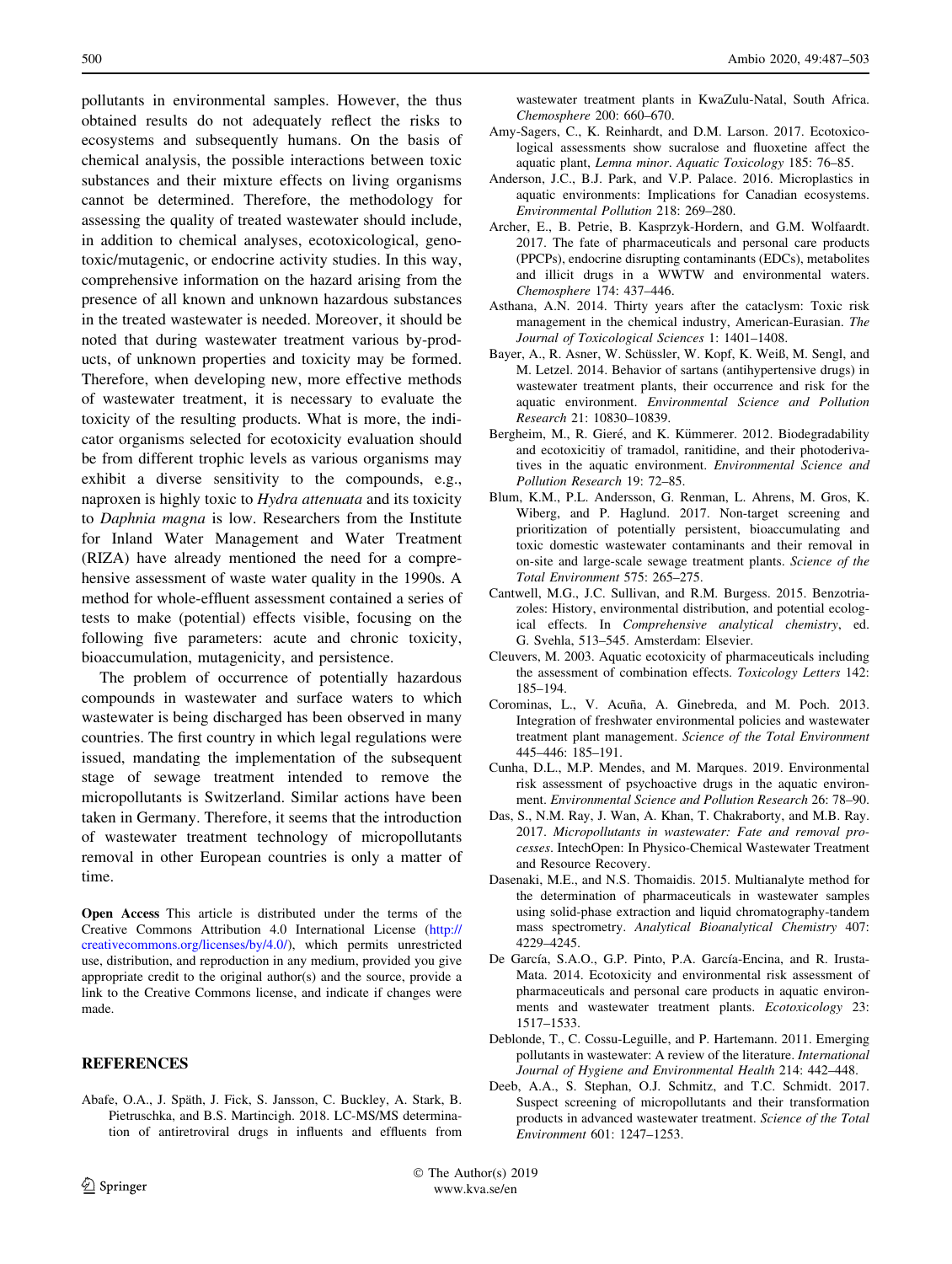pollutants in environmental samples. However, the thus obtained results do not adequately reflect the risks to ecosystems and subsequently humans. On the basis of chemical analysis, the possible interactions between toxic substances and their mixture effects on living organisms cannot be determined. Therefore, the methodology for assessing the quality of treated wastewater should include, in addition to chemical analyses, ecotoxicological, genotoxic/mutagenic, or endocrine activity studies. In this way, comprehensive information on the hazard arising from the presence of all known and unknown hazardous substances in the treated wastewater is needed. Moreover, it should be noted that during wastewater treatment various by-products, of unknown properties and toxicity may be formed. Therefore, when developing new, more effective methods of wastewater treatment, it is necessary to evaluate the toxicity of the resulting products. What is more, the indicator organisms selected for ecotoxicity evaluation should be from different trophic levels as various organisms may exhibit a diverse sensitivity to the compounds, e.g., naproxen is highly toxic to *Hydra attenuata* and its toxicity to *Daphnia magna* is low. Researchers from the Institute for Inland Water Management and Water Treatment (RIZA) have already mentioned the need for a comprehensive assessment of waste water quality in the 1990s. A method for whole-effluent assessment contained a series of tests to make (potential) effects visible, focusing on the following five parameters: acute and chronic toxicity, bioaccumulation, mutagenicity, and persistence.

The problem of occurrence of potentially hazardous compounds in wastewater and surface waters to which wastewater is being discharged has been observed in many countries. The first country in which legal regulations were issued, mandating the implementation of the subsequent stage of sewage treatment intended to remove the micropollutants is Switzerland. Similar actions have been taken in Germany. Therefore, it seems that the introduction of wastewater treatment technology of micropollutants removal in other European countries is only a matter of time.

**Open Access** This article is distributed under the terms of the Creative Commons Attribution 4.0 International License (http://creativecommons.org/licenses/by/4.0/), which permits unrestricted use, distribution, and reproduction in any medium, provided you give appropriate credit to the original author(s) and the source, provide a link to the Creative Commons license, and indicate if changes were made.

## REFERENCES

Abafe, O.A., J. Späth, J. Fick, S. Jansson, C. Buckley, A. Stark, B. Pietruschka, and B.S. Martincigh. 2018. LC-MS/MS determination of antiretroviral drugs in influents and effluents from wastewater treatment plants in KwaZulu-Natal, South Africa. *Chemosphere* 200: 660–670.

Amy-Sagers, C., K. Reinhardt, and D.M. Larson. 2017. Ecotoxicological assessments show sucralose and fluoxetine affect the aquatic plant, *Lemna minor*. *Aquatic Toxicology* 185: 76–85.

Anderson, J.C., B.J. Park, and V.P. Palace. 2016. Microplastics in aquatic environments: Implications for Canadian ecosystems. *Environmental Pollution* 218: 269–280.

Archer, E., B. Petrie, B. Kasprzyk-Hordern, and G.M. Wolfaardt. 2017. The fate of pharmaceuticals and personal care products (PPCPs), endocrine disrupting contaminants (EDCs), metabolites and illicit drugs in a WWTW and environmental waters. *Chemosphere* 174: 437–446.

Asthana, A.N. 2014. Thirty years after the cataclysm: Toxic risk management in the chemical industry, American-Eurasian. *The Journal of Toxicological Sciences* 1: 1401–1408.

Bayer, A., R. Asner, W. Schüssler, W. Kopf, K. Weiß, M. Sengl, and M. Letzel. 2014. Behavior of sartans (antihypertensive drugs) in wastewater treatment plants, their occurrence and risk for the aquatic environment. *Environmental Science and Pollution Research* 21: 10830–10839.

Bergheim, M., R. Gieré, and K. Kümmerer. 2012. Biodegradability and ecotoxicitiy of tramadol, ranitidine, and their photoderivatives in the aquatic environment. *Environmental Science and Pollution Research* 19: 72–85.

Blum, K.M., P.L. Andersson, G. Renman, L. Ahrens, M. Gros, K. Wiberg, and P. Haglund. 2017. Non-target screening and prioritization of potentially persistent, bioaccumulating and toxic domestic wastewater contaminants and their removal in on-site and large-scale sewage treatment plants. *Science of the Total Environment* 575: 265–275.

Cantwell, M.G., J.C. Sullivan, and R.M. Burgess. 2015. Benzotriazoles: History, environmental distribution, and potential ecological effects. In *Comprehensive analytical chemistry*, ed. G. Svehla, 513–545. Amsterdam: Elsevier.

Cleuvers, M. 2003. Aquatic ecotoxicity of pharmaceuticals including the assessment of combination effects. *Toxicology Letters* 142: 185–194.

Corominas, L., V. Acuña, A. Ginebreda, and M. Poch. 2013. Integration of freshwater environmental policies and wastewater treatment plant management. *Science of the Total Environment* 445–446: 185–191.

Cunha, D.L., M.P. Mendes, and M. Marques. 2019. Environmental risk assessment of psychoactive drugs in the aquatic environment. *Environmental Science and Pollution Research* 26: 78–90.

Das, S., N.M. Ray, J. Wan, A. Khan, T. Chakraborty, and M.B. Ray. 2017. *Micropollutants in wastewater: Fate and removal processes*. IntechOpen: In Physico-Chemical Wastewater Treatment and Resource Recovery.

Dasenaki, M.E., and N.S. Thomaidis. 2015. Multianalyte method for the determination of pharmaceuticals in wastewater samples using solid-phase extraction and liquid chromatography-tandem mass spectrometry. *Analytical Bioanalytical Chemistry* 407: 4229–4245.

De García, S.A.O., G.P. Pinto, P.A. García-Encina, and R. Irusta-Mata. 2014. Ecotoxicity and environmental risk assessment of pharmaceuticals and personal care products in aquatic environments and wastewater treatment plants. *Ecotoxicology* 23: 1517–1533.

Deblonde, T., C. Cossu-Leguille, and P. Hartemann. 2011. Emerging pollutants in wastewater: A review of the literature. *International Journal of Hygiene and Environmental Health* 214: 442–448.

Deeb, A.A., S. Stephan, O.J. Schmitz, and T.C. Schmidt. 2017. Suspect screening of micropollutants and their transformation products in advanced wastewater treatment. *Science of the Total Environment* 601: 1247–1253.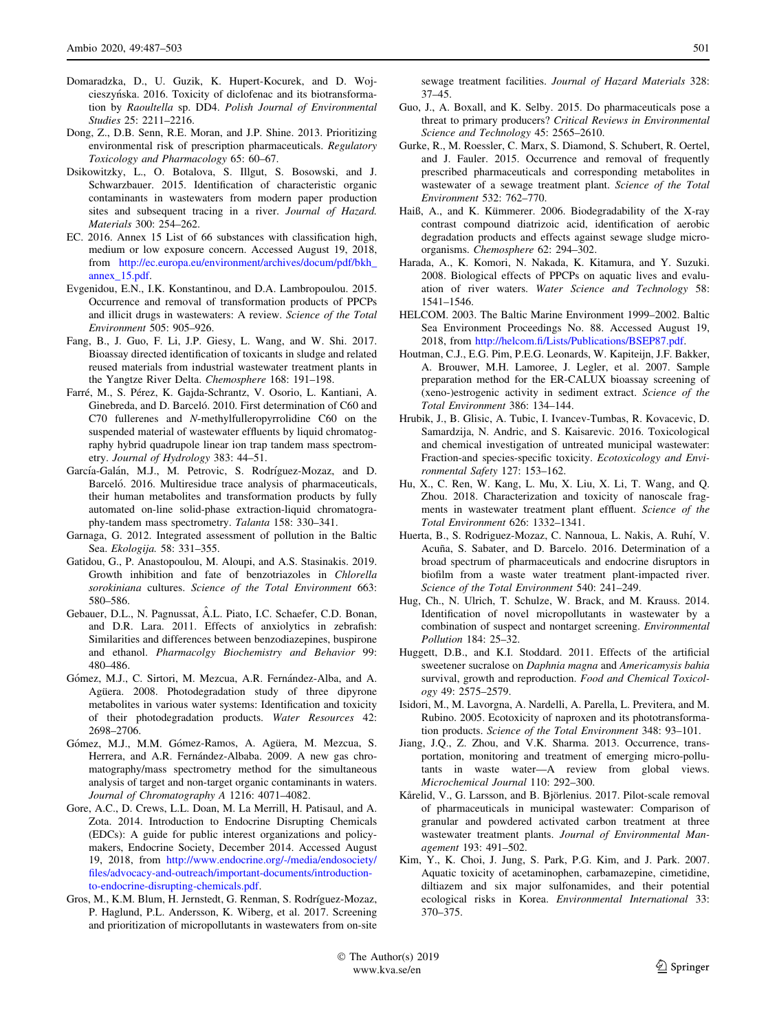Domaradzka, D., U. Guzik, K. Hupert-Kocurek, and D. Wojcieszyńska. 2016. Toxicity of diclofenac and its biotransformation by *Raoultella* sp. DD4. *Polish Journal of Environmental Studies* 25: 2211–2216.

Dong, Z., D.B. Senn, R.E. Moran, and J.P. Shine. 2013. Prioritizing environmental risk of prescription pharmaceuticals. *Regulatory Toxicology and Pharmacology* 65: 60–67.

Dsikowitzky, L., O. Botalova, S. Illgut, S. Bosowski, and J. Schwarzbauer. 2015. Identification of characteristic organic contaminants in wastewaters from modern paper production sites and subsequent tracing in a river. *Journal of Hazard. Materials* 300: 254–262.

EC. 2016. Annex 15 List of 66 substances with classification high, medium or low exposure concern. Accessed August 19, 2018, from http://ec.europa.eu/environment/archives/docum/pdf/bkh_annex_15.pdf.

Evgenidou, E.N., I.K. Konstantinou, and D.A. Lambropoulou. 2015. Occurrence and removal of transformation products of PPCPs and illicit drugs in wastewaters: A review. *Science of the Total Environment* 505: 905–926.

Fang, B., J. Guo, F. Li, J.P. Giesy, L. Wang, and W. Shi. 2017. Bioassay directed identification of toxicants in sludge and related reused materials from industrial wastewater treatment plants in the Yangtze River Delta. *Chemosphere* 168: 191–198.

Farré, M., S. Pérez, K. Gajda-Schrantz, V. Osorio, L. Kantiani, A. Ginebreda, and D. Barceló. 2010. First determination of C60 and C70 fullerenes and *N*-methylfulleropyrrolidine C60 on the suspended material of wastewater effluents by liquid chromatography hybrid quadrupole linear ion trap tandem mass spectrometry. *Journal of Hydrology* 383: 44–51.

García-Galán, M.J., M. Petrovic, S. Rodríguez-Mozaz, and D. Barceló. 2016. Multiresidue trace analysis of pharmaceuticals, their human metabolites and transformation products by fully automated on-line solid-phase extraction-liquid chromatography-tandem mass spectrometry. *Talanta* 158: 330–341.

Garnaga, G. 2012. Integrated assessment of pollution in the Baltic Sea. *Ekologija.* 58: 331–355.

Gatidou, G., P. Anastopoulou, M. Aloupi, and A.S. Stasinakis. 2019. Growth inhibition and fate of benzotriazoles in *Chlorella sorokiniana* cultures. *Science of the Total Environment* 663: 580–586.

Gebauer, D.L., N. Pagnussat, Â.L. Piato, I.C. Schaefer, C.D. Bonan, and D.R. Lara. 2011. Effects of anxiolytics in zebrafish: Similarities and differences between benzodiazepines, buspirone and ethanol. *Pharmacolgy Biochemistry and Behavior* 99: 480–486.

Gómez, M.J., C. Sirtori, M. Mezcua, A.R. Fernández-Alba, and A. Agüera. 2008. Photodegradation study of three dipyrone metabolites in various water systems: Identification and toxicity of their photodegradation products. *Water Resources* 42: 2698–2706.

Gómez, M.J., M.M. Gómez-Ramos, A. Agüera, M. Mezcua, S. Herrera, and A.R. Fernández-Albaba. 2009. A new gas chromatography/mass spectrometry method for the simultaneous analysis of target and non-target organic contaminants in waters. *Journal of Chromatography A* 1216: 4071–4082.

Gore, A.C., D. Crews, L.L. Doan, M. La Merrill, H. Patisaul, and A. Zota. 2014. Introduction to Endocrine Disrupting Chemicals (EDCs): A guide for public interest organizations and policy-makers, Endocrine Society, December 2014. Accessed August 19, 2018, from http://www.endocrine.org/-/media/endosociety/files/advocacy-and-outreach/important-documents/introduction-to-endocrine-disrupting-chemicals.pdf.

Gros, M., K.M. Blum, H. Jernstedt, G. Renman, S. Rodríguez-Mozaz, P. Haglund, P.L. Andersson, K. Wiberg, et al. 2017. Screening and prioritization of micropollutants in wastewaters from on-site sewage treatment facilities. *Journal of Hazard Materials* 328: 37–45.

Guo, J., A. Boxall, and K. Selby. 2015. Do pharmaceuticals pose a threat to primary producers? *Critical Reviews in Environmental Science and Technology* 45: 2565–2610.

Gurke, R., M. Roessler, C. Marx, S. Diamond, S. Schubert, R. Oertel, and J. Fauler. 2015. Occurrence and removal of frequently prescribed pharmaceuticals and corresponding metabolites in wastewater of a sewage treatment plant. *Science of the Total Environment* 532: 762–770.

Haiß, A., and K. Kümmerer. 2006. Biodegradability of the X-ray contrast compound diatrizoic acid, identification of aerobic degradation products and effects against sewage sludge micro-organisms. *Chemosphere* 62: 294–302.

Harada, A., K. Komori, N. Nakada, K. Kitamura, and Y. Suzuki. 2008. Biological effects of PPCPs on aquatic lives and evaluation of river waters. *Water Science and Technology* 58: 1541–1546.

HELCOM. 2003. The Baltic Marine Environment 1999–2002. Baltic Sea Environment Proceedings No. 88. Accessed August 19, 2018, from http://helcom.fi/Lists/Publications/BSEP87.pdf.

Houtman, C.J., E.G. Pim, P.E.G. Leonards, W. Kapiteijn, J.F. Bakker, A. Brouwer, M.H. Lamoree, J. Legler, et al. 2007. Sample preparation method for the ER-CALUX bioassay screening of (xeno-)estrogenic activity in sediment extract. *Science of the Total Environment* 386: 134–144.

Hrubik, J., B. Glisic, A. Tubic, I. Ivancev-Tumbas, R. Kovacevic, D. Samardzija, N. Andric, and S. Kaisarevic. 2016. Toxicological and chemical investigation of untreated municipal wastewater: Fraction-and species-specific toxicity. *Ecotoxicology and Environmental Safety* 127: 153–162.

Hu, X., C. Ren, W. Kang, L. Mu, X. Liu, X. Li, T. Wang, and Q. Zhou. 2018. Characterization and toxicity of nanoscale fragments in wastewater treatment plant effluent. *Science of the Total Environment* 626: 1332–1341.

Huerta, B., S. Rodriguez-Mozaz, C. Nannoua, L. Nakis, A. Ruhí, V. Acuña, S. Sabater, and D. Barcelo. 2016. Determination of a broad spectrum of pharmaceuticals and endocrine disruptors in biofilm from a waste water treatment plant-impacted river. *Science of the Total Environment* 540: 241–249.

Hug, Ch., N. Ulrich, T. Schulze, W. Brack, and M. Krauss. 2014. Identification of novel micropollutants in wastewater by a combination of suspect and nontarget screening. *Environmental Pollution* 184: 25–32.

Huggett, D.B., and K.I. Stoddard. 2011. Effects of the artificial sweetener sucralose on *Daphnia magna* and *Americamysis bahia* survival, growth and reproduction. *Food and Chemical Toxicology* 49: 2575–2579.

Isidori, M., M. Lavorgna, A. Nardelli, A. Parella, L. Previtera, and M. Rubino. 2005. Ecotoxicity of naproxen and its phototransformation products. *Science of the Total Environment* 348: 93–101.

Jiang, J.Q., Z. Zhou, and V.K. Sharma. 2013. Occurrence, transportation, monitoring and treatment of emerging micro-pollutants in waste water—A review from global views. *Microchemical Journal* 110: 292–300.

Kårelid, V., G. Larsson, and B. Björlenius. 2017. Pilot-scale removal of pharmaceuticals in municipal wastewater: Comparison of granular and powdered activated carbon treatment at three wastewater treatment plants. *Journal of Environmental Management* 193: 491–502.

Kim, Y., K. Choi, J. Jung, S. Park, P.G. Kim, and J. Park. 2007. Aquatic toxicity of acetaminophen, carbamazepine, cimetidine, diltiazem and six major sulfonamides, and their potential ecological risks in Korea. *Environmental International* 33: 370–375.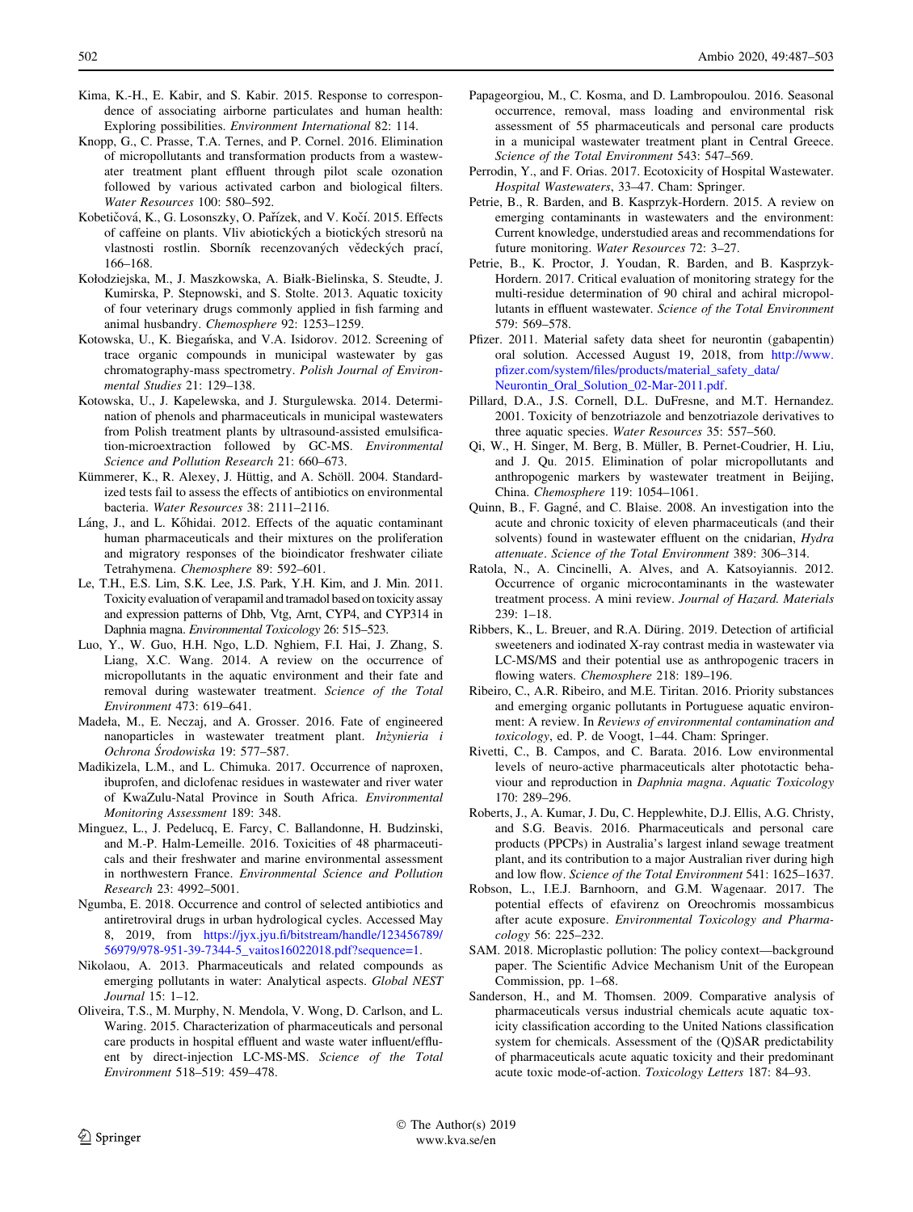Kima, K.-H., E. Kabir, and S. Kabir. 2015. Response to correspondence of associating airborne particulates and human health: Exploring possibilities. *Environment International* 82: 114.

Knopp, G., C. Prasse, T.A. Ternes, and P. Cornel. 2016. Elimination of micropollutants and transformation products from a wastewater treatment plant effluent through pilot scale ozonation followed by various activated carbon and biological filters. *Water Resources* 100: 580–592.

Kobetičová, K., G. Losonszky, O. Pařízek, and V. Kočí. 2015. Effects of caffeine on plants. Vliv abiotických a biotických stresorů na vlastnosti rostlin. Sborník recenzovaných vědeckých prací, 166–168.

Kołodziejska, M., J. Maszkowska, A. Białk-Bielinska, S. Steudte, J. Kumirska, P. Stepnowski, and S. Stolte. 2013. Aquatic toxicity of four veterinary drugs commonly applied in fish farming and animal husbandry. *Chemosphere* 92: 1253–1259.

Kotowska, U., K. Biegańska, and V.A. Isidorov. 2012. Screening of trace organic compounds in municipal wastewater by gas chromatography-mass spectrometry. *Polish Journal of Environmental Studies* 21: 129–138.

Kotowska, U., J. Kapelewska, and J. Sturgulewska. 2014. Determination of phenols and pharmaceuticals in municipal wastewaters from Polish treatment plants by ultrasound-assisted emulsification-microextraction followed by GC-MS. *Environmental Science and Pollution Research* 21: 660–673.

Kümmerer, K., R. Alexey, J. Hüttig, and A. Schöll. 2004. Standardized tests fail to assess the effects of antibiotics on environmental bacteria. *Water Resources* 38: 2111–2116.

Láng, J., and L. Kőhidai. 2012. Effects of the aquatic contaminant human pharmaceuticals and their mixtures on the proliferation and migratory responses of the bioindicator freshwater ciliate Tetrahymena. *Chemosphere* 89: 592–601.

Le, T.H., E.S. Lim, S.K. Lee, J.S. Park, Y.H. Kim, and J. Min. 2011. Toxicity evaluation of verapamil and tramadol based on toxicity assay and expression patterns of Dhb, Vtg, Arnt, CYP4, and CYP314 in Daphnia magna. *Environmental Toxicology* 26: 515–523.

Luo, Y., W. Guo, H.H. Ngo, L.D. Nghiem, F.I. Hai, J. Zhang, S. Liang, X.C. Wang. 2014. A review on the occurrence of micropollutants in the aquatic environment and their fate and removal during wastewater treatment. *Science of the Total Environment* 473: 619–641.

Madeła, M., E. Neczaj, and A. Grosser. 2016. Fate of engineered nanoparticles in wastewater treatment plant. *Inżynieria i Ochrona Środowiska* 19: 577–587.

Madikizela, L.M., and L. Chimuka. 2017. Occurrence of naproxen, ibuprofen, and diclofenac residues in wastewater and river water of KwaZulu-Natal Province in South Africa. *Environmental Monitoring Assessment* 189: 348.

Minguez, L., J. Pedelucq, E. Farcy, C. Ballandonne, H. Budzinski, and M.-P. Halm-Lemeille. 2016. Toxicities of 48 pharmaceuticals and their freshwater and marine environmental assessment in northwestern France. *Environmental Science and Pollution Research* 23: 4992–5001.

Ngumba, E. 2018. Occurrence and control of selected antibiotics and antiretroviral drugs in urban hydrological cycles. Accessed May 8, 2019, from https://jyx.jyu.fi/bitstream/handle/123456789/56979/978-951-39-7344-5_vaitos16022018.pdf?sequence=1.

Nikolaou, A. 2013. Pharmaceuticals and related compounds as emerging pollutants in water: Analytical aspects. *Global NEST Journal* 15: 1–12.

Oliveira, T.S., M. Murphy, N. Mendola, V. Wong, D. Carlson, and L. Waring. 2015. Characterization of pharmaceuticals and personal care products in hospital effluent and waste water influent/effluent by direct-injection LC-MS-MS. *Science of the Total Environment* 518–519: 459–478.

Papageorgiou, M., C. Kosma, and D. Lambropoulou. 2016. Seasonal occurrence, removal, mass loading and environmental risk assessment of 55 pharmaceuticals and personal care products in a municipal wastewater treatment plant in Central Greece. *Science of the Total Environment* 543: 547–569.

Perrodin, Y., and F. Orias. 2017. Ecotoxicity of Hospital Wastewater. *Hospital Wastewaters*, 33–47. Cham: Springer.

Petrie, B., R. Barden, and B. Kasprzyk-Hordern. 2015. A review on emerging contaminants in wastewaters and the environment: Current knowledge, understudied areas and recommendations for future monitoring. *Water Resources* 72: 3–27.

Petrie, B., K. Proctor, J. Youdan, R. Barden, and B. Kasprzyk-Hordern. 2017. Critical evaluation of monitoring strategy for the multi-residue determination of 90 chiral and achiral micropollutants in effluent wastewater. *Science of the Total Environment* 579: 569–578.

Pfizer. 2011. Material safety data sheet for neurontin (gabapentin) oral solution. Accessed August 19, 2018, from http://www.pfizer.com/system/files/products/material_safety_data/Neurontin_Oral_Solution_02-Mar-2011.pdf.

Pillard, D.A., J.S. Cornell, D.L. DuFresne, and M.T. Hernandez. 2001. Toxicity of benzotriazole and benzotriazole derivatives to three aquatic species. *Water Resources* 35: 557–560.

Qi, W., H. Singer, M. Berg, B. Müller, B. Pernet-Coudrier, H. Liu, and J. Qu. 2015. Elimination of polar micropollutants and anthropogenic markers by wastewater treatment in Beijing, China. *Chemosphere* 119: 1054–1061.

Quinn, B., F. Gagné, and C. Blaise. 2008. An investigation into the acute and chronic toxicity of eleven pharmaceuticals (and their solvents) found in wastewater effluent on the cnidarian, *Hydra attenuate*. *Science of the Total Environment* 389: 306–314.

Ratola, N., A. Cincinelli, A. Alves, and A. Katsoyiannis. 2012. Occurrence of organic microcontaminants in the wastewater treatment process. A mini review. *Journal of Hazard. Materials* 239: 1–18.

Ribbers, K., L. Breuer, and R.A. Düring. 2019. Detection of artificial sweeteners and iodinated X-ray contrast media in wastewater via LC-MS/MS and their potential use as anthropogenic tracers in flowing waters. *Chemosphere* 218: 189–196.

Ribeiro, C., A.R. Ribeiro, and M.E. Tiritan. 2016. Priority substances and emerging organic pollutants in Portuguese aquatic environment: A review. In *Reviews of environmental contamination and toxicology*, ed. P. de Voogt, 1–44. Cham: Springer.

Rivetti, C., B. Campos, and C. Barata. 2016. Low environmental levels of neuro-active pharmaceuticals alter phototactic behaviour and reproduction in *Daphnia magna*. *Aquatic Toxicology* 170: 289–296.

Roberts, J., A. Kumar, J. Du, C. Hepplewhite, D.J. Ellis, A.G. Christy, and S.G. Beavis. 2016. Pharmaceuticals and personal care products (PPCPs) in Australia's largest inland sewage treatment plant, and its contribution to a major Australian river during high and low flow. *Science of the Total Environment* 541: 1625–1637.

Robson, L., I.E.J. Barnhoorn, and G.M. Wagenaar. 2017. The potential effects of efavirenz on Oreochromis mossambicus after acute exposure. *Environmental Toxicology and Pharmacology* 56: 225–232.

SAM. 2018. Microplastic pollution: The policy context—background paper. The Scientific Advice Mechanism Unit of the European Commission, pp. 1–68.

Sanderson, H., and M. Thomsen. 2009. Comparative analysis of pharmaceuticals versus industrial chemicals acute aquatic toxicity classification according to the United Nations classification system for chemicals. Assessment of the (Q)SAR predictability of pharmaceuticals acute aquatic toxicity and their predominant acute toxic mode-of-action. *Toxicology Letters* 187: 84–93.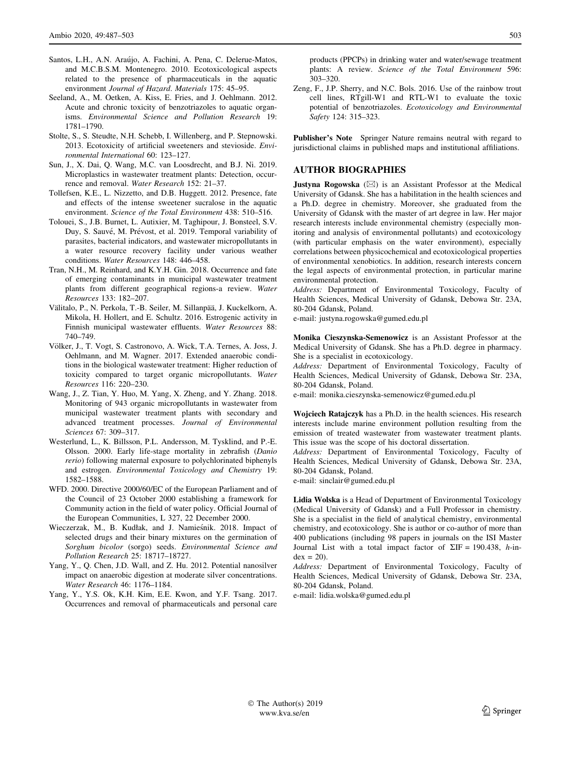Santos, L.H., A.N. Araújo, A. Fachini, A. Pena, C. Delerue-Matos, and M.C.B.S.M. Montenegro. 2010. Ecotoxicological aspects related to the presence of pharmaceuticals in the aquatic environment *Journal of Hazard. Materials* 175: 45–95.

Seeland, A., M. Oetken, A. Kiss, E. Fries, and J. Oehlmann. 2012. Acute and chronic toxicity of benzotriazoles to aquatic organisms. *Environmental Science and Pollution Research* 19: 1781–1790.

Stolte, S., S. Steudte, N.H. Schebb, I. Willenberg, and P. Stepnowski. 2013. Ecotoxicity of artificial sweeteners and stevioside. *Environmental International* 60: 123–127.

Sun, J., X. Dai, Q. Wang, M.C. van Loosdrecht, and B.J. Ni. 2019. Microplastics in wastewater treatment plants: Detection, occurrence and removal. *Water Research* 152: 21–37.

Tollefsen, K.E., L. Nizzetto, and D.B. Huggett. 2012. Presence, fate and effects of the intense sweetener sucralose in the aquatic environment. *Science of the Total Environment* 438: 510–516.

Toloueі, S., J.B. Burnet, L. Autixier, M. Taghipour, J. Bonsteel, S.V. Duy, S. Sauvé, M. Prévost, et al. 2019. Temporal variability of parasites, bacterial indicators, and wastewater micropollutants in a water resource recovery facility under various weather conditions. *Water Resources* 148: 446–458.

Tran, N.H., M. Reinhard, and K.Y.H. Gin. 2018. Occurrence and fate of emerging contaminants in municipal wastewater treatment plants from different geographical regions-a review. *Water Resources* 133: 182–207.

Välitalo, P., N. Perkola, T.-B. Seiler, M. Sillanpää, J. Kuckelkorn, A. Mikola, H. Hollert, and E. Schultz. 2016. Estrogenic activity in Finnish municipal wastewater effluents. *Water Resources* 88: 740–749.

Völker, J., T. Vogt, S. Castronovo, A. Wick, T.A. Ternes, A. Joss, J. Oehlmann, and M. Wagner. 2017. Extended anaerobic conditions in the biological wastewater treatment: Higher reduction of toxicity compared to target organic micropollutants. *Water Resources* 116: 220–230.

Wang, J., Z. Tian, Y. Huo, M. Yang, X. Zheng, and Y. Zhang. 2018. Monitoring of 943 organic micropollutants in wastewater from municipal wastewater treatment plants with secondary and advanced treatment processes. *Journal of Environmental Sciences* 67: 309–317.

Westerlund, L., K. Billsson, P.L. Andersson, M. Tysklind, and P.-E. Olsson. 2000. Early life-stage mortality in zebrafish (*Danio rerio*) following maternal exposure to polychlorinated biphenyls and estrogen. *Environmental Toxicology and Chemistry* 19: 1582–1588.

WFD. 2000. Directive 2000/60/EC of the European Parliament and of the Council of 23 October 2000 establishing a framework for Community action in the field of water policy. Official Journal of the European Communities, L 327, 22 December 2000.

Wieczerzak, M., B. Kudłak, and J. Namieśnik. 2018. Impact of selected drugs and their binary mixtures on the germination of *Sorghum bicolor* (sorgo) seeds. *Environmental Science and Pollution Research* 25: 18717–18727.

Yang, Y., Q. Chen, J.D. Wall, and Z. Hu. 2012. Potential nanosilver impact on anaerobic digestion at moderate silver concentrations. *Water Research* 46: 1176–1184.

Yang, Y., Y.S. Ok, K.H. Kim, E.E. Kwon, and Y.F. Tsang. 2017. Occurrences and removal of pharmaceuticals and personal care products (PPCPs) in drinking water and water/sewage treatment plants: A review. *Science of the Total Environment* 596: 303–320.

Zeng, F., J.P. Sherry, and N.C. Bols. 2016. Use of the rainbow trout cell lines, RTgill-W1 and RTL-W1 to evaluate the toxic potential of benzotriazoles. *Ecotoxicology and Environmental Safety* 124: 315–323.

**Publisher's Note** Springer Nature remains neutral with regard to jurisdictional claims in published maps and institutional affiliations.

## AUTHOR BIOGRAPHIES

**Justyna Rogowska** (✉) is an Assistant Professor at the Medical University of Gdansk. She has a habilitation in the health sciences and a Ph.D. degree in chemistry. Moreover, she graduated from the University of Gdansk with the master of art degree in law. Her major research interests include environmental chemistry (especially monitoring and analysis of environmental pollutants) and ecotoxicology (with particular emphasis on the water environment), especially correlations between physicochemical and ecotoxicological properties of environmental xenobiotics. In addition, research interests concern the legal aspects of environmental protection, in particular marine environmental protection.
*Address:* Department of Environmental Toxicology, Faculty of Health Sciences, Medical University of Gdansk, Debowa Str. 23A, 80-204 Gdansk, Poland.
e-mail: justyna.rogowska@gumed.edu.pl

**Monika Cieszynska-Semenowicz** is an Assistant Professor at the Medical University of Gdansk. She has a Ph.D. degree in pharmacy. She is a specialist in ecotoxicology.
*Address:* Department of Environmental Toxicology, Faculty of Health Sciences, Medical University of Gdansk, Debowa Str. 23A, 80-204 Gdansk, Poland.
e-mail: monika.cieszynska-semenowicz@gumed.edu.pl

**Wojciech Ratajczyk** has a Ph.D. in the health sciences. His research interests include marine environment pollution resulting from the emission of treated wastewater from wastewater treatment plants. This issue was the scope of his doctoral dissertation.
*Address:* Department of Environmental Toxicology, Faculty of Health Sciences, Medical University of Gdansk, Debowa Str. 23A, 80-204 Gdansk, Poland.
e-mail: sinclair@gumed.edu.pl

**Lidia Wolska** is a Head of Department of Environmental Toxicology (Medical University of Gdansk) and a Full Professor in chemistry. She is a specialist in the field of analytical chemistry, environmental chemistry, and ecotoxicology. She is author or co-author of more than 400 publications (including 98 papers in journals on the ISI Master Journal List with a total impact factor of $\Sigma IF = 190.438$, *h*-index = 20).
*Address:* Department of Environmental Toxicology, Faculty of Health Sciences, Medical University of Gdansk, Debowa Str. 23A, 80-204 Gdansk, Poland.
e-mail: lidia.wolska@gumed.edu.pl

© The Author(s) 2019
www.kva.se/en